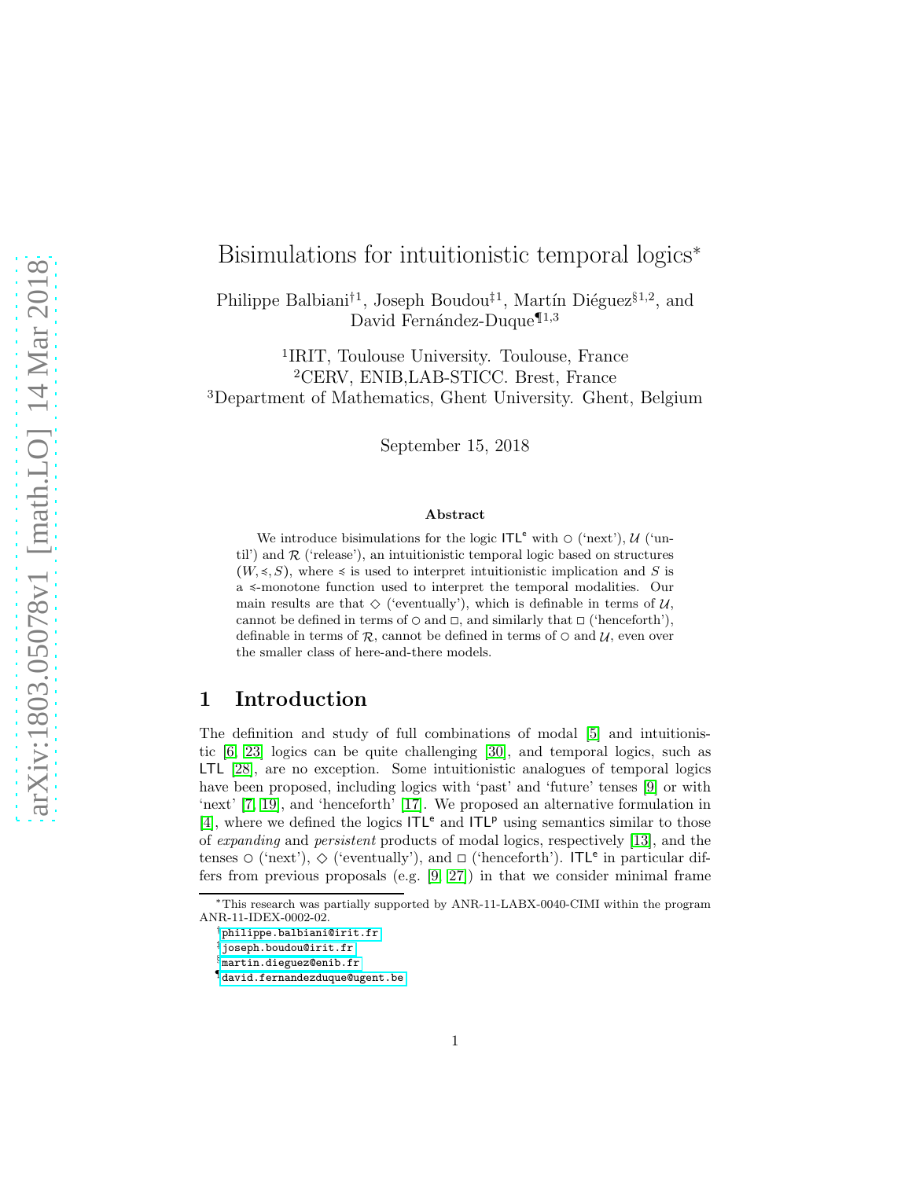# Bisimulations for intuitionistic temporal logics*

Philippe Balbiani[†1], Joseph Boudou[‡1], Martín Diéguez[§1,2], and David Fernández-Duque[¶1,3]

[1]IRIT, Toulouse University. Toulouse, France
[2]CERV, ENIB,LAB-STICC. Brest, France
[3]Department of Mathematics, Ghent University. Ghent, Belgium

September 15, 2018

### Abstract

We introduce bisimulations for the logic $\mathsf{ITL}^{\mathsf{e}}$ with $\circ$ ('next'), $\mathcal{U}$ ('until') and $\mathcal{R}$ ('release'), an intuitionistic temporal logic based on structures $(W, \preccurlyeq, S)$, where $\preccurlyeq$ is used to interpret intuitionistic implication and $S$ is a $\preccurlyeq$-monotone function used to interpret the temporal modalities. Our main results are that $\diamond$ ('eventually'), which is definable in terms of $\mathcal{U}$, cannot be defined in terms of $\circ$ and $\Box$, and similarly that $\Box$ ('henceforth'), definable in terms of $\mathcal{R}$, cannot be defined in terms of $\circ$ and $\mathcal{U}$, even over the smaller class of here-and-there models.

## 1 Introduction

The definition and study of full combinations of modal [5] and intuitionistic [6, 23] logics can be quite challenging [30], and temporal logics, such as $\mathsf{LTL}$ [28], are no exception. Some intuitionistic analogues of temporal logics have been proposed, including logics with 'past' and 'future' tenses [9] or with 'next' [7, 19], and 'henceforth' [17]. We proposed an alternative formulation in [4], where we defined the logics $\mathsf{ITL}^{\mathsf{e}}$ and $\mathsf{ITL}^{\mathsf{p}}$ using semantics similar to those of *expanding* and *persistent* products of modal logics, respectively [13], and the tenses $\circ$ ('next'), $\diamond$ ('eventually'), and $\Box$ ('henceforth'). $\mathsf{ITL}^{\mathsf{e}}$ in particular differs from previous proposals (e.g. [9, 27]) in that we consider minimal frame

---

*This research was partially supported by ANR-11-LABX-0040-CIMI within the program ANR-11-IDEX-0002-02.

†philippe.balbiani@irit.fr

‡joseph.boudou@irit.fr

§martin.dieguez@enib.fr

¶david.fernandezduque@ugent.be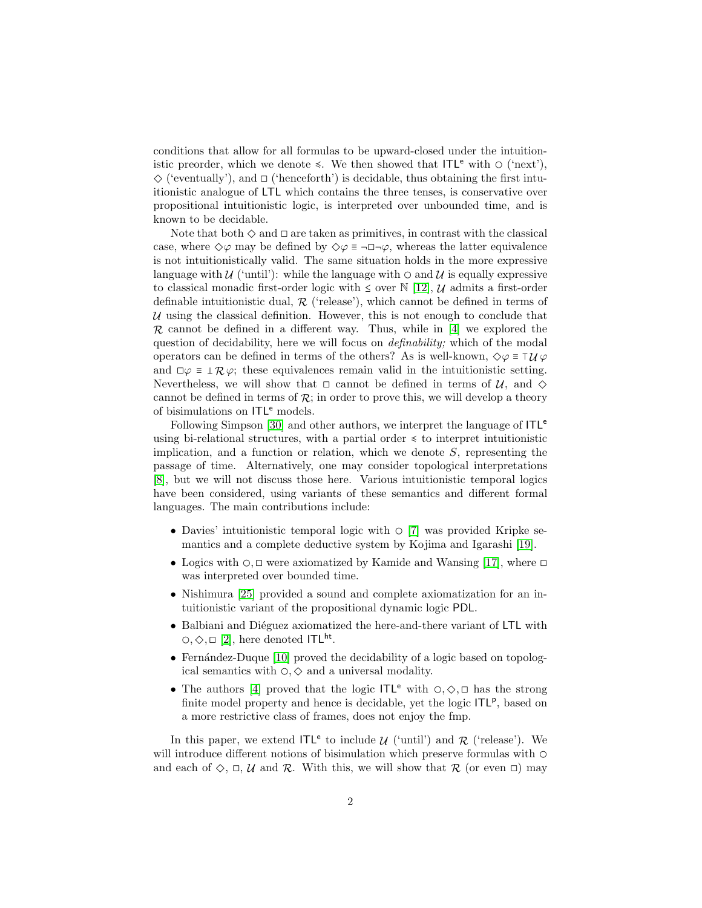conditions that allow for all formulas to be upward-closed under the intuitionistic preorder, which we denote $\preccurlyeq$. We then showed that $\mathsf{ITL^e}$ with $\circ$ ('next'), $\Diamond$ ('eventually'), and $\Box$ ('henceforth') is decidable, thus obtaining the first intuitionistic analogue of $\mathsf{LTL}$ which contains the three tenses, is conservative over propositional intuitionistic logic, is interpreted over unbounded time, and is known to be decidable.

Note that both $\Diamond$ and $\Box$ are taken as primitives, in contrast with the classical case, where $\Diamond\varphi$ may be defined by $\Diamond\varphi \equiv \neg\Box\neg\varphi$, whereas the latter equivalence is not intuitionistically valid. The same situation holds in the more expressive language with $\mathcal{U}$ ('until'): while the language with $\circ$ and $\mathcal{U}$ is equally expressive to classical monadic first-order logic with $\leq$ over $\mathbb{N}$ [12], $\mathcal{U}$ admits a first-order definable intuitionistic dual, $\mathcal{R}$ ('release'), which cannot be defined in terms of $\mathcal{U}$ using the classical definition. However, this is not enough to conclude that $\mathcal{R}$ cannot be defined in a different way. Thus, while in [4] we explored the question of decidability, here we will focus on *definability;* which of the modal operators can be defined in terms of the others? As is well-known, $\Diamond\varphi \equiv \top\,\mathcal{U}\,\varphi$ and $\Box\varphi \equiv \bot\,\mathcal{R}\,\varphi$; these equivalences remain valid in the intuitionistic setting. Nevertheless, we will show that $\Box$ cannot be defined in terms of $\mathcal{U}$, and $\Diamond$ cannot be defined in terms of $\mathcal{R}$; in order to prove this, we will develop a theory of bisimulations on $\mathsf{ITL^e}$ models.

Following Simpson [30] and other authors, we interpret the language of $\mathsf{ITL^e}$ using bi-relational structures, with a partial order $\preccurlyeq$ to interpret intuitionistic implication, and a function or relation, which we denote $S$, representing the passage of time. Alternatively, one may consider topological interpretations [8], but we will not discuss those here. Various intuitionistic temporal logics have been considered, using variants of these semantics and different formal languages. The main contributions include:

- Davies' intuitionistic temporal logic with $\circ$ [7] was provided Kripke semantics and a complete deductive system by Kojima and Igarashi [19].
- Logics with $\circ, \Box$ were axiomatized by Kamide and Wansing [17], where $\Box$ was interpreted over bounded time.
- Nishimura [25] provided a sound and complete axiomatization for an intuitionistic variant of the propositional dynamic logic $\mathsf{PDL}$.
- Balbiani and Diéguez axiomatized the here-and-there variant of $\mathsf{LTL}$ with $\circ, \Diamond, \Box$ [2], here denoted $\mathsf{ITL^{ht}}$.
- Fernández-Duque [10] proved the decidability of a logic based on topological semantics with $\circ, \Diamond$ and a universal modality.
- The authors [4] proved that the logic $\mathsf{ITL^e}$ with $\circ, \Diamond, \Box$ has the strong finite model property and hence is decidable, yet the logic $\mathsf{ITL^p}$, based on a more restrictive class of frames, does not enjoy the fmp.

In this paper, we extend $\mathsf{ITL^e}$ to include $\mathcal{U}$ ('until') and $\mathcal{R}$ ('release'). We will introduce different notions of bisimulation which preserve formulas with $\circ$ and each of $\Diamond$, $\Box$, $\mathcal{U}$ and $\mathcal{R}$. With this, we will show that $\mathcal{R}$ (or even $\Box$) may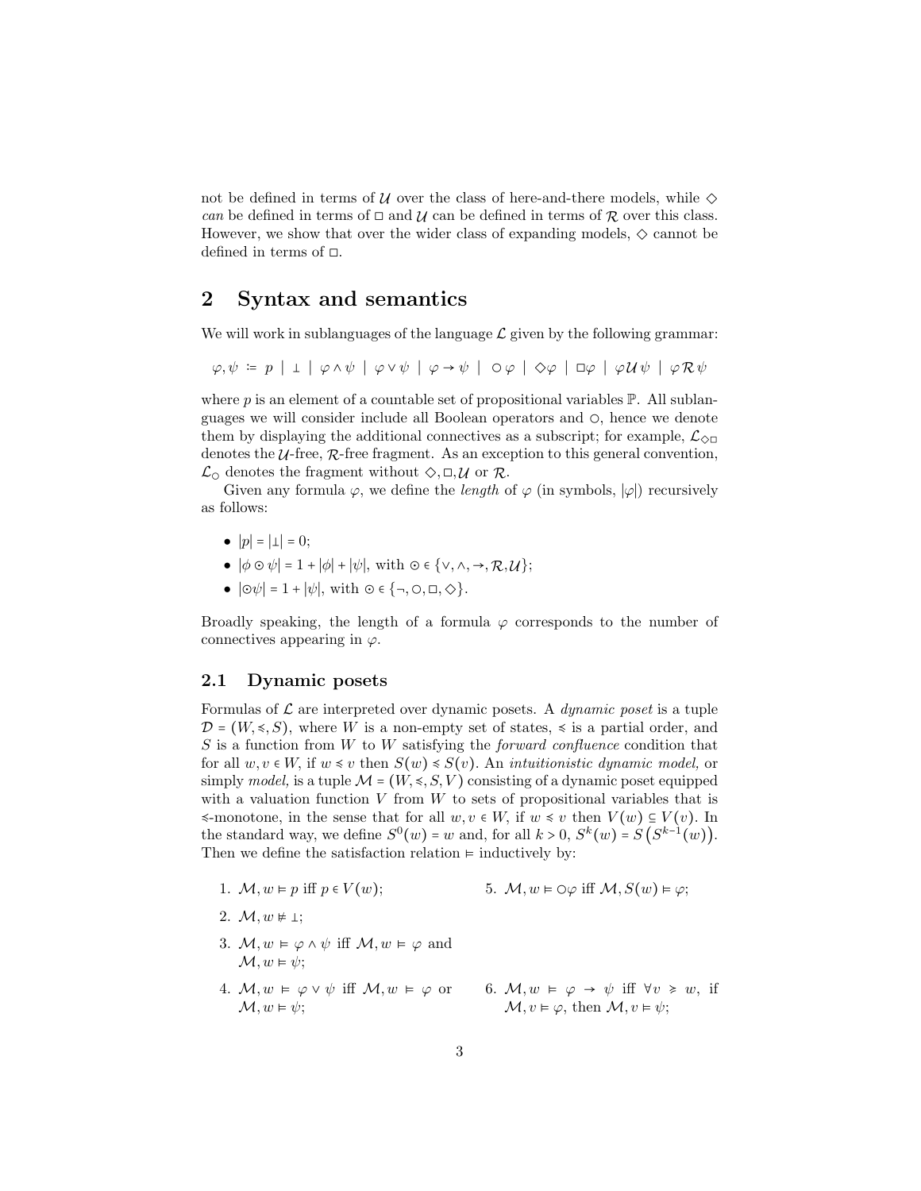not be defined in terms of $\mathcal{U}$ over the class of here-and-there models, while $\Diamond$ *can* be defined in terms of $\Box$ and $\mathcal{U}$ can be defined in terms of $\mathcal{R}$ over this class. However, we show that over the wider class of expanding models, $\Diamond$ cannot be defined in terms of $\Box$.

## 2 Syntax and semantics

We will work in sublanguages of the language $\mathcal{L}$ given by the following grammar:

$$\varphi, \psi \coloneqq p \mid \bot \mid \varphi \wedge \psi \mid \varphi \vee \psi \mid \varphi \to \psi \mid \bigcirc \varphi \mid \Diamond \varphi \mid \Box \varphi \mid \varphi \,\mathcal{U}\, \psi \mid \varphi \,\mathcal{R}\, \psi$$

where $p$ is an element of a countable set of propositional variables $\mathbb{P}$. All sublanguages we will consider include all Boolean operators and $\bigcirc$, hence we denote them by displaying the additional connectives as a subscript; for example, $\mathcal{L}_{\Diamond\Box}$ denotes the $\mathcal{U}$-free, $\mathcal{R}$-free fragment. As an exception to this general convention, $\mathcal{L}_{\bigcirc}$ denotes the fragment without $\Diamond, \Box, \mathcal{U}$ or $\mathcal{R}$.

Given any formula $\varphi$, we define the *length* of $\varphi$ (in symbols, $|\varphi|$) recursively as follows:

- $|p| = |\bot| = 0$;
- $|\phi \odot \psi| = 1 + |\phi| + |\psi|$, with $\odot \in \{\vee, \wedge, \to, \mathcal{R}, \mathcal{U}\}$;
- $|\odot\psi| = 1 + |\psi|$, with $\odot \in \{\neg, \bigcirc, \Box, \Diamond\}$.

Broadly speaking, the length of a formula $\varphi$ corresponds to the number of connectives appearing in $\varphi$.

### 2.1 Dynamic posets

Formulas of $\mathcal{L}$ are interpreted over dynamic posets. A *dynamic poset* is a tuple $\mathcal{D} = (W, \preccurlyeq, S)$, where $W$ is a non-empty set of states, $\preccurlyeq$ is a partial order, and $S$ is a function from $W$ to $W$ satisfying the *forward confluence* condition that for all $w, v \in W$, if $w \preccurlyeq v$ then $S(w) \preccurlyeq S(v)$. An *intuitionistic dynamic model,* or simply *model,* is a tuple $\mathcal{M} = (W, \preccurlyeq, S, V)$ consisting of a dynamic poset equipped with a valuation function $V$ from $W$ to sets of propositional variables that is $\preccurlyeq$-monotone, in the sense that for all $w, v \in W$, if $w \preccurlyeq v$ then $V(w) \subseteq V(v)$. In the standard way, we define $S^0(w) = w$ and, for all $k > 0$, $S^k(w) = S\big(S^{k-1}(w)\big)$. Then we define the satisfaction relation $\models$ inductively by:

1. $\mathcal{M}, w \models p$ iff $p \in V(w)$;
2. $\mathcal{M}, w \not\models \bot$;
3. $\mathcal{M}, w \models \varphi \wedge \psi$ iff $\mathcal{M}, w \models \varphi$ and $\mathcal{M}, w \models \psi$;
4. $\mathcal{M}, w \models \varphi \vee \psi$ iff $\mathcal{M}, w \models \varphi$ or $\mathcal{M}, w \models \psi$;
5. $\mathcal{M}, w \models \bigcirc\varphi$ iff $\mathcal{M}, S(w) \models \varphi$;
6. $\mathcal{M}, w \models \varphi \to \psi$ iff $\forall v \succcurlyeq w$, if $\mathcal{M}, v \models \varphi$, then $\mathcal{M}, v \models \psi$;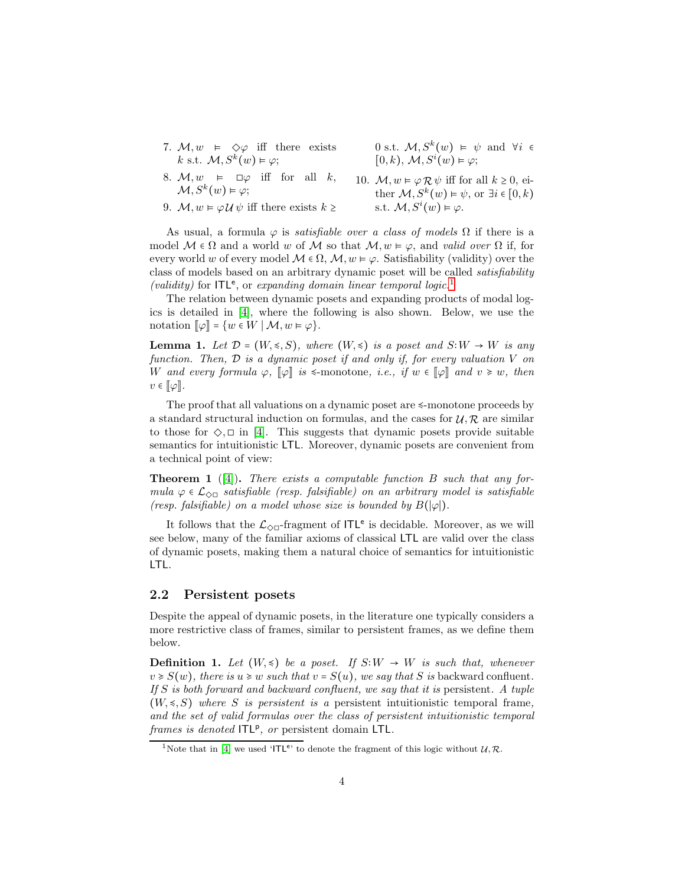7. $\mathcal{M}, w \models \Diamond\varphi$ iff there exists $k$ s.t. $\mathcal{M}, S^k(w) \models \varphi$;
8. $\mathcal{M}, w \models \Box\varphi$ iff for all $k$, $\mathcal{M}, S^k(w) \models \varphi$;
9. $\mathcal{M}, w \models \varphi \mathcal{U} \psi$ iff there exists $k \geq 0$ s.t. $\mathcal{M}, S^k(w) \models \psi$ and $\forall i \in [0,k)$, $\mathcal{M}, S^i(w) \models \varphi$;
10. $\mathcal{M}, w \models \varphi \mathcal{R} \psi$ iff for all $k \geq 0$, either $\mathcal{M}, S^k(w) \models \psi$, or $\exists i \in [0,k)$ s.t. $\mathcal{M}, S^i(w) \models \varphi$.

As usual, a formula $\varphi$ is *satisfiable over a class of models* $\Omega$ if there is a model $\mathcal{M} \in \Omega$ and a world $w$ of $\mathcal{M}$ so that $\mathcal{M}, w \models \varphi$, and *valid over* $\Omega$ if, for every world $w$ of every model $\mathcal{M} \in \Omega$, $\mathcal{M}, w \models \varphi$. Satisfiability (validity) over the class of models based on an arbitrary dynamic poset will be called *satisfiability (validity)* for $\mathsf{ITL^e}$, or *expanding domain linear temporal logic.*[1]

The relation between dynamic posets and expanding products of modal logics is detailed in [4], where the following is also shown. Below, we use the notation $[\![\varphi]\!] = \{w \in W \mid \mathcal{M}, w \models \varphi\}$.

**Lemma 1.** *Let $\mathcal{D} = (W, \preccurlyeq, S)$, where $(W, \preccurlyeq)$ is a poset and $S{:}W \to W$ is any function. Then, $\mathcal{D}$ is a dynamic poset if and only if, for every valuation $V$ on $W$ and every formula $\varphi$, $[\![\varphi]\!]$ is $\preccurlyeq$-monotone, i.e., if $w \in [\![\varphi]\!]$ and $v \succcurlyeq w$, then $v \in [\![\varphi]\!]$.*

The proof that all valuations on a dynamic poset are $\preccurlyeq$-monotone proceeds by a standard structural induction on formulas, and the cases for $\mathcal{U}, \mathcal{R}$ are similar to those for $\Diamond, \Box$ in [4]. This suggests that dynamic posets provide suitable semantics for intuitionistic $\mathsf{LTL}$. Moreover, dynamic posets are convenient from a technical point of view:

**Theorem 1** ([4]). *There exists a computable function $B$ such that any formula $\varphi \in \mathcal{L}_{\Diamond\Box}$ satisfiable (resp. falsifiable) on an arbitrary model is satisfiable (resp. falsifiable) on a model whose size is bounded by $B(|\varphi|)$.*

It follows that the $\mathcal{L}_{\Diamond\Box}$-fragment of $\mathsf{ITL^e}$ is decidable. Moreover, as we will see below, many of the familiar axioms of classical $\mathsf{LTL}$ are valid over the class of dynamic posets, making them a natural choice of semantics for intuitionistic $\mathsf{LTL}$.

## 2.2 Persistent posets

Despite the appeal of dynamic posets, in the literature one typically considers a more restrictive class of frames, similar to persistent frames, as we define them below.

**Definition 1.** *Let $(W, \preccurlyeq)$ be a poset. If $S{:}W \to W$ is such that, whenever $v \succcurlyeq S(w)$, there is $u \succcurlyeq w$ such that $v = S(u)$, we say that $S$ is* backward confluent. *If $S$ is both forward and backward confluent, we say that it is* persistent. *A tuple $(W, \preccurlyeq, S)$ where $S$ is persistent is a* persistent intuitionistic temporal frame, *and the set of valid formulas over the class of persistent intuitionistic temporal frames is denoted $\mathsf{ITL^p}$, or* persistent domain $\mathsf{LTL}$.

[1] Note that in [4] we used '$\mathsf{ITL^e}$' to denote the fragment of this logic without $\mathcal{U}, \mathcal{R}$.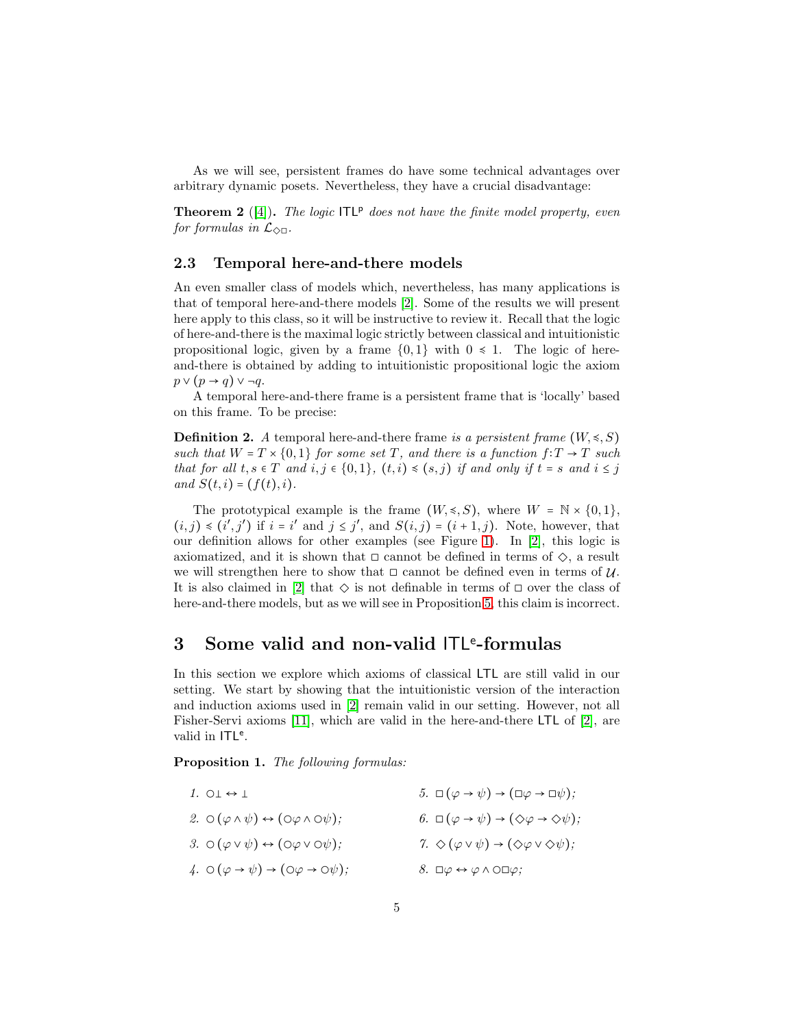As we will see, persistent frames do have some technical advantages over arbitrary dynamic posets. Nevertheless, they have a crucial disadvantage:

**Theorem 2** ([4]). *The logic* $\mathsf{ITL}^{\mathsf{p}}$ *does not have the finite model property, even for formulas in* $\mathcal{L}_{\Diamond\Box}$*.*

### 2.3 Temporal here-and-there models

An even smaller class of models which, nevertheless, has many applications is that of temporal here-and-there models [2]. Some of the results we will present here apply to this class, so it will be instructive to review it. Recall that the logic of here-and-there is the maximal logic strictly between classical and intuitionistic propositional logic, given by a frame $\{0,1\}$ with $0 \preccurlyeq 1$. The logic of here-and-there is obtained by adding to intuitionistic propositional logic the axiom $p \vee (p \to q) \vee \neg q$.

A temporal here-and-there frame is a persistent frame that is 'locally' based on this frame. To be precise:

**Definition 2.** *A* temporal here-and-there frame *is a persistent frame* $(W, \preccurlyeq, S)$ *such that* $W = T \times \{0,1\}$ *for some set* $T$*, and there is a function* $f : T \to T$ *such that for all* $t, s \in T$ *and* $i, j \in \{0,1\}$*,* $(t,i) \preccurlyeq (s,j)$ *if and only if* $t = s$ *and* $i \leq j$ *and* $S(t,i) = (f(t), i)$*.*

The prototypical example is the frame $(W, \preccurlyeq, S)$, where $W = \mathbb{N} \times \{0,1\}$, $(i,j) \preccurlyeq (i',j')$ if $i = i'$ and $j \leq j'$, and $S(i,j) = (i+1, j)$. Note, however, that our definition allows for other examples (see Figure 1). In [2], this logic is axiomatized, and it is shown that $\Box$ cannot be defined in terms of $\Diamond$, a result we will strengthen here to show that $\Box$ cannot be defined even in terms of $\mathcal{U}$. It is also claimed in [2] that $\Diamond$ is not definable in terms of $\Box$ over the class of here-and-there models, but as we will see in Proposition 5, this claim is incorrect.

## 3 Some valid and non-valid $\mathsf{ITL}^{\mathsf{e}}$-formulas

In this section we explore which axioms of classical $\mathsf{LTL}$ are still valid in our setting. We start by showing that the intuitionistic version of the interaction and induction axioms used in [2] remain valid in our setting. However, not all Fisher-Servi axioms [11], which are valid in the here-and-there $\mathsf{LTL}$ of [2], are valid in $\mathsf{ITL}^{\mathsf{e}}$.

**Proposition 1.** *The following formulas:*

1. $\bigcirc\bot \leftrightarrow \bot$
2. $\bigcirc(\varphi \wedge \psi) \leftrightarrow (\bigcirc\varphi \wedge \bigcirc\psi)$;
3. $\bigcirc(\varphi \vee \psi) \leftrightarrow (\bigcirc\varphi \vee \bigcirc\psi)$;
4. $\bigcirc(\varphi \to \psi) \to (\bigcirc\varphi \to \bigcirc\psi)$;
5. $\Box(\varphi \to \psi) \to (\Box\varphi \to \Box\psi)$;
6. $\Box(\varphi \to \psi) \to (\Diamond\varphi \to \Diamond\psi)$;
7. $\Diamond(\varphi \vee \psi) \to (\Diamond\varphi \vee \Diamond\psi)$;
8. $\Box\varphi \leftrightarrow \varphi \wedge \bigcirc\Box\varphi$;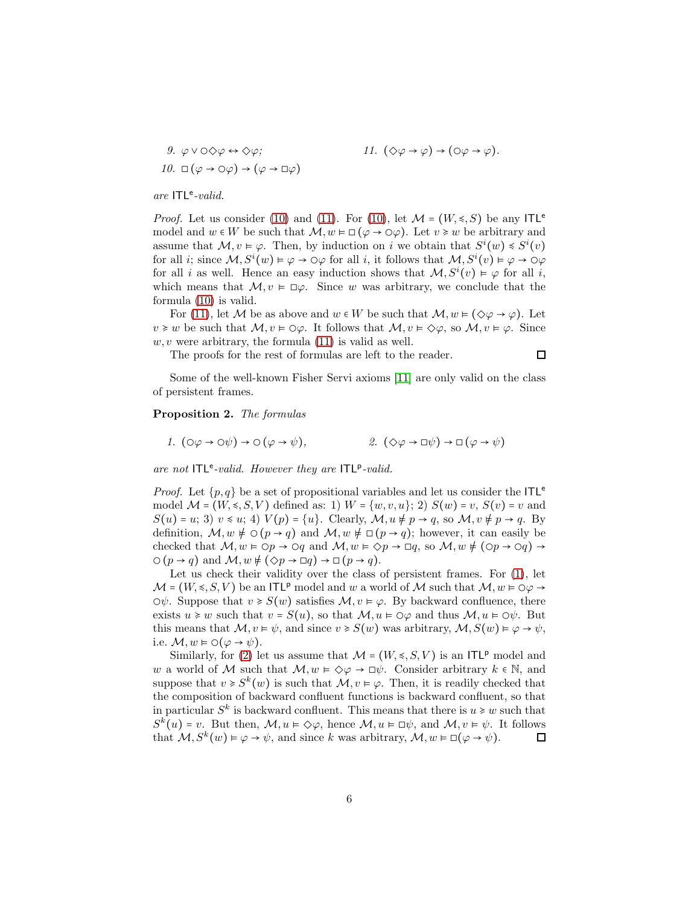9. $\varphi \vee \circ\Diamond\varphi \leftrightarrow \Diamond\varphi$;

10. $\Box(\varphi \to \circ\varphi) \to (\varphi \to \Box\varphi)$

11. $(\Diamond\varphi \to \varphi) \to (\circ\varphi \to \varphi)$.

*are* $\mathsf{ITL}^\mathsf{e}$*-valid.*

*Proof.* Let us consider (10) and (11). For (10), let $\mathcal{M} = (W, \preccurlyeq, S)$ be any $\mathsf{ITL}^\mathsf{e}$ model and $w \in W$ be such that $\mathcal{M}, w \vDash \Box(\varphi \to \circ\varphi)$. Let $v \succcurlyeq w$ be arbitrary and assume that $\mathcal{M}, v \vDash \varphi$. Then, by induction on $i$ we obtain that $S^i(w) \preccurlyeq S^i(v)$ for all $i$; since $\mathcal{M}, S^i(w) \vDash \varphi \to \circ\varphi$ for all $i$, it follows that $\mathcal{M}, S^i(v) \vDash \varphi \to \circ\varphi$ for all $i$ as well. Hence an easy induction shows that $\mathcal{M}, S^i(v) \vDash \varphi$ for all $i$, which means that $\mathcal{M}, v \vDash \Box\varphi$. Since $w$ was arbitrary, we conclude that the formula (10) is valid.

For (11), let $\mathcal{M}$ be as above and $w \in W$ be such that $\mathcal{M}, w \vDash (\Diamond\varphi \to \varphi)$. Let $v \succcurlyeq w$ be such that $\mathcal{M}, v \vDash \circ\varphi$. It follows that $\mathcal{M}, v \vDash \Diamond\varphi$, so $\mathcal{M}, v \vDash \varphi$. Since $w, v$ were arbitrary, the formula (11) is valid as well.

The proofs for the rest of formulas are left to the reader. ☐

Some of the well-known Fisher Servi axioms [11] are only valid on the class of persistent frames.

**Proposition 2.** *The formulas*

1. $(\circ\varphi \to \circ\psi) \to \circ(\varphi \to \psi)$,

2. $(\Diamond\varphi \to \Box\psi) \to \Box(\varphi \to \psi)$

*are not* $\mathsf{ITL}^\mathsf{e}$*-valid. However they are* $\mathsf{ITL}^\mathsf{p}$*-valid.*

*Proof.* Let $\{p, q\}$ be a set of propositional variables and let us consider the $\mathsf{ITL}^\mathsf{e}$ model $\mathcal{M} = (W, \preccurlyeq, S, V)$ defined as: 1) $W = \{w, v, u\}$; 2) $S(w) = v$, $S(v) = v$ and $S(u) = u$; 3) $v \preccurlyeq u$; 4) $V(p) = \{u\}$. Clearly, $\mathcal{M}, u \nvDash p \to q$, so $\mathcal{M}, v \nvDash p \to q$. By definition, $\mathcal{M}, w \nvDash \circ(p \to q)$ and $\mathcal{M}, w \nvDash \Box(p \to q)$; however, it can easily be checked that $\mathcal{M}, w \vDash \circ p \to \circ q$ and $\mathcal{M}, w \vDash \Diamond p \to \Box q$, so $\mathcal{M}, w \nvDash (\circ p \to \circ q) \to \circ(p \to q)$ and $\mathcal{M}, w \nvDash (\Diamond p \to \Box q) \to \Box(p \to q)$.

Let us check their validity over the class of persistent frames. For (1), let $\mathcal{M} = (W, \preccurlyeq, S, V)$ be an $\mathsf{ITL}^\mathsf{p}$ model and $w$ a world of $\mathcal{M}$ such that $\mathcal{M}, w \vDash \circ\varphi \to \circ\psi$. Suppose that $v \succcurlyeq S(w)$ satisfies $\mathcal{M}, v \vDash \varphi$. By backward confluence, there exists $u \succcurlyeq w$ such that $v = S(u)$, so that $\mathcal{M}, u \vDash \circ\varphi$ and thus $\mathcal{M}, u \vDash \circ\psi$. But this means that $\mathcal{M}, v \vDash \psi$, and since $v \succcurlyeq S(w)$ was arbitrary, $\mathcal{M}, S(w) \vDash \varphi \to \psi$, i.e. $\mathcal{M}, w \vDash \circ(\varphi \to \psi)$.

Similarly, for (2) let us assume that $\mathcal{M} = (W, \preccurlyeq, S, V)$ is an $\mathsf{ITL}^\mathsf{p}$ model and $w$ a world of $\mathcal{M}$ such that $\mathcal{M}, w \vDash \Diamond\varphi \to \Box\psi$. Consider arbitrary $k \in \mathbb{N}$, and suppose that $v \succcurlyeq S^k(w)$ is such that $\mathcal{M}, v \vDash \varphi$. Then, it is readily checked that the composition of backward confluent functions is backward confluent, so that in particular $S^k$ is backward confluent. This means that there is $u \succcurlyeq w$ such that $S^k(u) = v$. But then, $\mathcal{M}, u \vDash \Diamond\varphi$, hence $\mathcal{M}, u \vDash \Box\psi$, and $\mathcal{M}, v \vDash \psi$. It follows that $\mathcal{M}, S^k(w) \vDash \varphi \to \psi$, and since $k$ was arbitrary, $\mathcal{M}, w \vDash \Box(\varphi \to \psi)$. ☐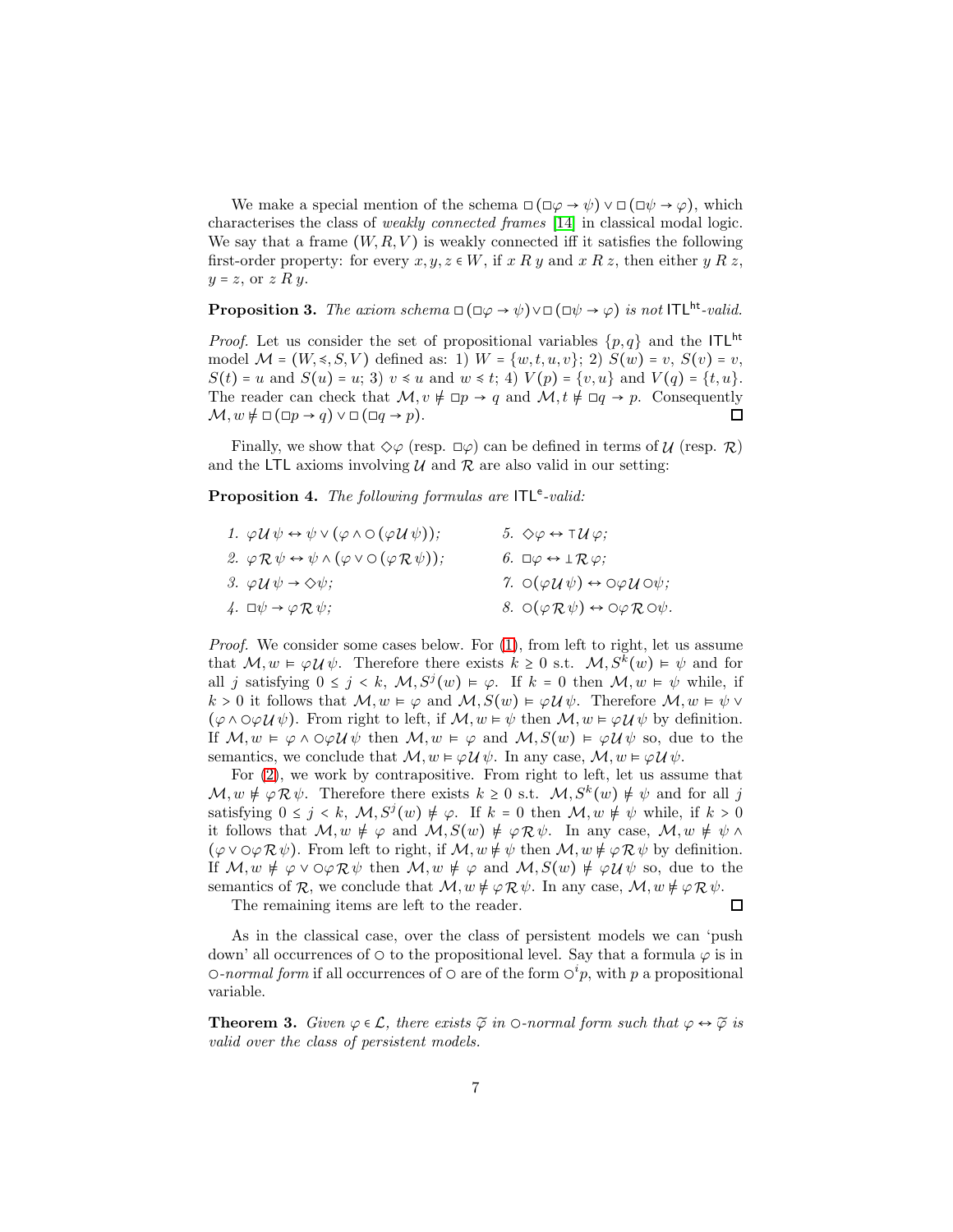We make a special mention of the schema $\Box(\Box\varphi \to \psi) \vee \Box(\Box\psi \to \varphi)$, which characterises the class of *weakly connected frames* [14] in classical modal logic. We say that a frame $(W, R, V)$ is weakly connected iff it satisfies the following first-order property: for every $x, y, z \in W$, if $x\, R\, y$ and $x\, R\, z$, then either $y\, R\, z$, $y = z$, or $z\, R\, y$.

**Proposition 3.** *The axiom schema $\Box(\Box\varphi \to \psi) \vee \Box(\Box\psi \to \varphi)$ is not $\mathsf{ITL}^{\mathsf{ht}}$-valid.*

*Proof.* Let us consider the set of propositional variables $\{p, q\}$ and the $\mathsf{ITL}^{\mathsf{ht}}$ model $\mathcal{M} = (W, \preccurlyeq, S, V)$ defined as: 1) $W = \{w, t, u, v\}$; 2) $S(w) = v$, $S(v) = v$, $S(t) = u$ and $S(u) = u$; 3) $v \preccurlyeq u$ and $w \preccurlyeq t$; 4) $V(p) = \{v, u\}$ and $V(q) = \{t, u\}$. The reader can check that $\mathcal{M}, v \not\models \Box p \to q$ and $\mathcal{M}, t \not\models \Box q \to p$. Consequently $\mathcal{M}, w \not\models \Box(\Box p \to q) \vee \Box(\Box q \to p)$. $\Box$

Finally, we show that $\Diamond\varphi$ (resp. $\Box\varphi$) can be defined in terms of $\mathcal{U}$ (resp. $\mathcal{R}$) and the $\mathsf{LTL}$ axioms involving $\mathcal{U}$ and $\mathcal{R}$ are also valid in our setting:

**Proposition 4.** *The following formulas are $\mathsf{ITL}^{\mathsf{e}}$-valid:*

1. $\varphi\, \mathcal{U}\, \psi \leftrightarrow \psi \vee (\varphi \wedge \circ(\varphi\, \mathcal{U}\, \psi))$;
2. $\varphi\, \mathcal{R}\, \psi \leftrightarrow \psi \wedge (\varphi \vee \circ(\varphi\, \mathcal{R}\, \psi))$;
3. $\varphi\, \mathcal{U}\, \psi \to \Diamond\psi$;
4. $\Box\psi \to \varphi\, \mathcal{R}\, \psi$;
5. $\Diamond\varphi \leftrightarrow \top\, \mathcal{U}\, \varphi$;
6. $\Box\varphi \leftrightarrow \bot\, \mathcal{R}\, \varphi$;
7. $\circ(\varphi\, \mathcal{U}\, \psi) \leftrightarrow \circ\varphi\, \mathcal{U} \circ\psi$;
8. $\circ(\varphi\, \mathcal{R}\, \psi) \leftrightarrow \circ\varphi\, \mathcal{R} \circ\psi$.

*Proof.* We consider some cases below. For (1), from left to right, let us assume that $\mathcal{M}, w \models \varphi\, \mathcal{U}\, \psi$. Therefore there exists $k \geq 0$ s.t. $\mathcal{M}, S^k(w) \models \psi$ and for all $j$ satisfying $0 \leq j < k$, $\mathcal{M}, S^j(w) \models \varphi$. If $k = 0$ then $\mathcal{M}, w \models \psi$ while, if $k > 0$ it follows that $\mathcal{M}, w \models \varphi$ and $\mathcal{M}, S(w) \models \varphi\, \mathcal{U}\, \psi$. Therefore $\mathcal{M}, w \models \psi \vee (\varphi \wedge \circ\varphi\, \mathcal{U}\, \psi)$. From right to left, if $\mathcal{M}, w \models \psi$ then $\mathcal{M}, w \models \varphi\, \mathcal{U}\, \psi$ by definition. If $\mathcal{M}, w \models \varphi \wedge \circ\varphi\, \mathcal{U}\, \psi$ then $\mathcal{M}, w \models \varphi$ and $\mathcal{M}, S(w) \models \varphi\, \mathcal{U}\, \psi$ so, due to the semantics, we conclude that $\mathcal{M}, w \models \varphi\, \mathcal{U}\, \psi$. In any case, $\mathcal{M}, w \models \varphi\, \mathcal{U}\, \psi$.

For (2), we work by contrapositive. From right to left, let us assume that $\mathcal{M}, w \not\models \varphi\, \mathcal{R}\, \psi$. Therefore there exists $k \geq 0$ s.t. $\mathcal{M}, S^k(w) \not\models \psi$ and for all $j$ satisfying $0 \leq j < k$, $\mathcal{M}, S^j(w) \not\models \varphi$. If $k = 0$ then $\mathcal{M}, w \not\models \psi$ while, if $k > 0$ it follows that $\mathcal{M}, w \not\models \varphi$ and $\mathcal{M}, S(w) \not\models \varphi\, \mathcal{R}\, \psi$. In any case, $\mathcal{M}, w \not\models \psi \wedge (\varphi \vee \circ\varphi\, \mathcal{R}\, \psi)$. From left to right, if $\mathcal{M}, w \not\models \psi$ then $\mathcal{M}, w \not\models \varphi\, \mathcal{R}\, \psi$ by definition. If $\mathcal{M}, w \not\models \varphi \vee \circ\varphi\, \mathcal{R}\, \psi$ then $\mathcal{M}, w \not\models \varphi$ and $\mathcal{M}, S(w) \not\models \varphi\, \mathcal{U}\, \psi$ so, due to the semantics of $\mathcal{R}$, we conclude that $\mathcal{M}, w \not\models \varphi\, \mathcal{R}\, \psi$. In any case, $\mathcal{M}, w \not\models \varphi\, \mathcal{R}\, \psi$.

The remaining items are left to the reader. $\Box$

As in the classical case, over the class of persistent models we can 'push down' all occurrences of $\circ$ to the propositional level. Say that a formula $\varphi$ is in $\circ$-*normal form* if all occurrences of $\circ$ are of the form $\circ^i p$, with $p$ a propositional variable.

**Theorem 3.** *Given $\varphi \in \mathcal{L}$, there exists $\widetilde{\varphi}$ in $\circ$-normal form such that $\varphi \leftrightarrow \widetilde{\varphi}$ is valid over the class of persistent models.*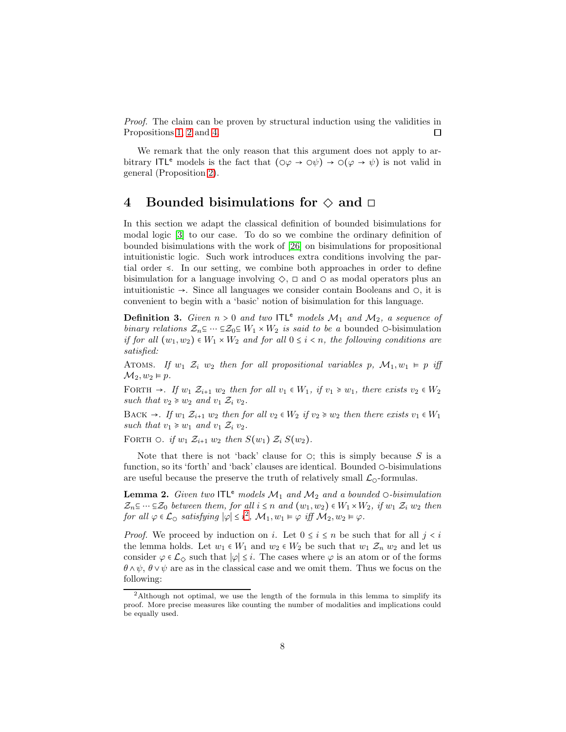*Proof.* The claim can be proven by structural induction using the validities in Propositions 1, 2 and 4. □

We remark that the only reason that this argument does not apply to arbitrary $\mathsf{ITL^e}$ models is the fact that $(\circ\varphi \to \circ\psi) \to \circ(\varphi \to \psi)$ is not valid in general (Proposition 2).

## 4 Bounded bisimulations for $\diamond$ and $\Box$

In this section we adapt the classical definition of bounded bisimulations for modal logic [3] to our case. To do so we combine the ordinary definition of bounded bisimulations with the work of [26] on bisimulations for propositional intuitionistic logic. Such work introduces extra conditions involving the partial order $\preccurlyeq$. In our setting, we combine both approaches in order to define bisimulation for a language involving $\diamond$, $\Box$ and $\circ$ as modal operators plus an intuitionistic $\to$. Since all languages we consider contain Booleans and $\circ$, it is convenient to begin with a 'basic' notion of bisimulation for this language.

**Definition 3.** *Given $n > 0$ and two $\mathsf{ITL^e}$ models $\mathcal{M}_1$ and $\mathcal{M}_2$, a sequence of binary relations $\mathcal{Z}_n \subseteq \cdots \subseteq \mathcal{Z}_0 \subseteq W_1 \times W_2$ is said to be a* bounded $\circ$-bisimulation *if for all $(w_1, w_2) \in W_1 \times W_2$ and for all $0 \le i < n$, the following conditions are satisfied:*

Atoms. *If $w_1\ \mathcal{Z}_i\ w_2$ then for all propositional variables $p$, $\mathcal{M}_1, w_1 \models p$ iff $\mathcal{M}_2, w_2 \models p$.*

Forth $\to$. *If $w_1\ \mathcal{Z}_{i+1}\ w_2$ then for all $v_1 \in W_1$, if $v_1 \succcurlyeq w_1$, there exists $v_2 \in W_2$ such that $v_2 \succcurlyeq w_2$ and $v_1\ \mathcal{Z}_i\ v_2$.*

Back $\to$. *If $w_1\ \mathcal{Z}_{i+1}\ w_2$ then for all $v_2 \in W_2$ if $v_2 \succcurlyeq w_2$ then there exists $v_1 \in W_1$ such that $v_1 \succcurlyeq w_1$ and $v_1\ \mathcal{Z}_i\ v_2$.*

Forth $\circ$. *if $w_1\ \mathcal{Z}_{i+1}\ w_2$ then $S(w_1)\ \mathcal{Z}_i\ S(w_2)$.*

Note that there is not 'back' clause for $\circ$; this is simply because $S$ is a function, so its 'forth' and 'back' clauses are identical. Bounded $\circ$-bisimulations are useful because the preserve the truth of relatively small $\mathcal{L}_\circ$-formulas.

**Lemma 2.** *Given two $\mathsf{ITL^e}$ models $\mathcal{M}_1$ and $\mathcal{M}_2$ and a bounded $\circ$-bisimulation $\mathcal{Z}_n \subseteq \cdots \subseteq \mathcal{Z}_0$ between them, for all $i \le n$ and $(w_1, w_2) \in W_1 \times W_2$, if $w_1\ \mathcal{Z}_i\ w_2$ then for all $\varphi \in \mathcal{L}_\circ$ satisfying $|\varphi| \le i$[2], $\mathcal{M}_1, w_1 \models \varphi$ iff $\mathcal{M}_2, w_2 \models \varphi$.*

*Proof.* We proceed by induction on $i$. Let $0 \le i \le n$ be such that for all $j < i$ the lemma holds. Let $w_1 \in W_1$ and $w_2 \in W_2$ be such that $w_1\ \mathcal{Z}_n\ w_2$ and let us consider $\varphi \in \mathcal{L}_\diamond$ such that $|\varphi| \le i$. The cases where $\varphi$ is an atom or of the forms $\theta \wedge \psi$, $\theta \vee \psi$ are as in the classical case and we omit them. Thus we focus on the following:

[2] Although not optimal, we use the length of the formula in this lemma to simplify its proof. More precise measures like counting the number of modalities and implications could be equally used.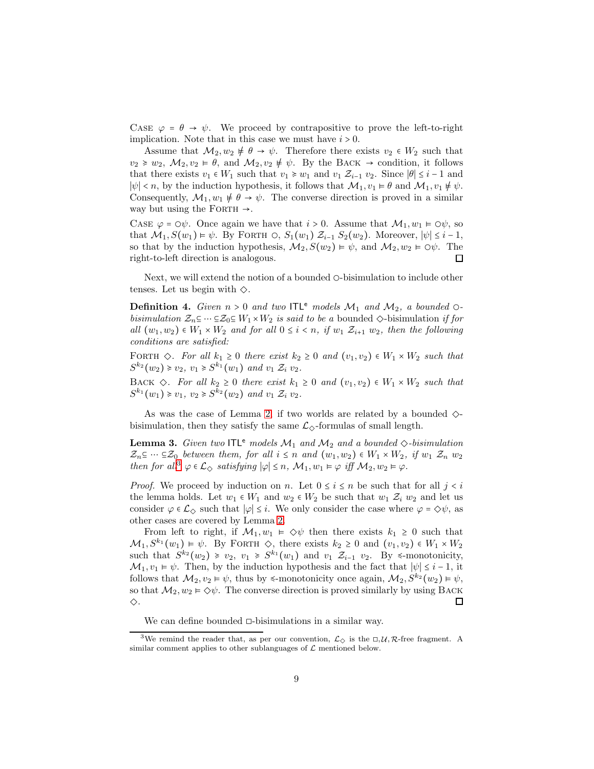CASE $\varphi = \theta \to \psi$. We proceed by contrapositive to prove the left-to-right implication. Note that in this case we must have $i > 0$.

Assume that $\mathcal{M}_2, w_2 \not\models \theta \to \psi$. Therefore there exists $v_2 \in W_2$ such that $v_2 \succcurlyeq w_2$, $\mathcal{M}_2, v_2 \models \theta$, and $\mathcal{M}_2, v_2 \not\models \psi$. By the BACK $\to$ condition, it follows that there exists $v_1 \in W_1$ such that $v_1 \succcurlyeq w_1$ and $v_1 \mathcal{Z}_{i-1} v_2$. Since $|\theta| \le i - 1$ and $|\psi| < n$, by the induction hypothesis, it follows that $\mathcal{M}_1, v_1 \models \theta$ and $\mathcal{M}_1, v_1 \not\models \psi$. Consequently, $\mathcal{M}_1, w_1 \not\models \theta \to \psi$. The converse direction is proved in a similar way but using the FORTH $\to$.

CASE $\varphi = \circ\psi$. Once again we have that $i > 0$. Assume that $\mathcal{M}_1, w_1 \models \circ\psi$, so that $\mathcal{M}_1, S(w_1) \models \psi$. By FORTH $\circ$, $S_1(w_1) \mathcal{Z}_{i-1} S_2(w_2)$. Moreover, $|\psi| \le i - 1$, so that by the induction hypothesis, $\mathcal{M}_2, S(w_2) \models \psi$, and $\mathcal{M}_2, w_2 \models \circ\psi$. The right-to-left direction is analogous. □

Next, we will extend the notion of a bounded $\circ$-bisimulation to include other tenses. Let us begin with $\diamond$.

**Definition 4.** *Given $n > 0$ and two $\mathsf{ITL^e}$ models $\mathcal{M}_1$ and $\mathcal{M}_2$, a bounded $\circ$-bisimulation $\mathcal{Z}_n \subseteq \cdots \subseteq \mathcal{Z}_0 \subseteq W_1 \times W_2$ is said to be a* bounded $\diamond$-bisimulation *if for all $(w_1, w_2) \in W_1 \times W_2$ and for all $0 \le i < n$, if $w_1 \mathcal{Z}_{i+1} w_2$, then the following conditions are satisfied:*

FORTH $\diamond$. *For all $k_1 \ge 0$ there exist $k_2 \ge 0$ and $(v_1, v_2) \in W_1 \times W_2$ such that $S^{k_2}(w_2) \succcurlyeq v_2$, $v_1 \succcurlyeq S^{k_1}(w_1)$ and $v_1 \mathcal{Z}_i v_2$.*

BACK $\diamond$. *For all $k_2 \ge 0$ there exist $k_1 \ge 0$ and $(v_1, v_2) \in W_1 \times W_2$ such that $S^{k_1}(w_1) \succcurlyeq v_1$, $v_2 \succcurlyeq S^{k_2}(w_2)$ and $v_1 \mathcal{Z}_i v_2$.*

As was the case of Lemma 2, if two worlds are related by a bounded $\diamond$-bisimulation, then they satisfy the same $\mathcal{L}_\diamond$-formulas of small length.

**Lemma 3.** *Given two $\mathsf{ITL^e}$ models $\mathcal{M}_1$ and $\mathcal{M}_2$ and a bounded $\diamond$-bisimulation $\mathcal{Z}_n \subseteq \cdots \subseteq \mathcal{Z}_0$ between them, for all $i \le n$ and $(w_1, w_2) \in W_1 \times W_2$, if $w_1 \mathcal{Z}_n w_2$ then for all[3] $\varphi \in \mathcal{L}_\diamond$ satisfying $|\varphi| \le n$, $\mathcal{M}_1, w_1 \models \varphi$ iff $\mathcal{M}_2, w_2 \models \varphi$.*

*Proof.* We proceed by induction on $n$. Let $0 \le i \le n$ be such that for all $j < i$ the lemma holds. Let $w_1 \in W_1$ and $w_2 \in W_2$ be such that $w_1 \mathcal{Z}_i w_2$ and let us consider $\varphi \in \mathcal{L}_\diamond$ such that $|\varphi| \le i$. We only consider the case where $\varphi = \diamond\psi$, as other cases are covered by Lemma 2.

From left to right, if $\mathcal{M}_1, w_1 \models \diamond\psi$ then there exists $k_1 \ge 0$ such that $\mathcal{M}_1, S^{k_1}(w_1) \models \psi$. By FORTH $\diamond$, there exists $k_2 \ge 0$ and $(v_1, v_2) \in W_1 \times W_2$ such that $S^{k_2}(w_2) \succcurlyeq v_2$, $v_1 \succcurlyeq S^{k_1}(w_1)$ and $v_1 \mathcal{Z}_{i-1} v_2$. By $\preccurlyeq$-monotonicity, $\mathcal{M}_1, v_1 \models \psi$. Then, by the induction hypothesis and the fact that $|\psi| \le i - 1$, it follows that $\mathcal{M}_2, v_2 \models \psi$, thus by $\preccurlyeq$-monotonicity once again, $\mathcal{M}_2, S^{k_2}(w_2) \models \psi$, so that $\mathcal{M}_2, w_2 \models \diamond\psi$. The converse direction is proved similarly by using BACK $\diamond$. □

We can define bounded $\Box$-bisimulations in a similar way.

---

[3] We remind the reader that, as per our convention, $\mathcal{L}_\diamond$ is the $\Box, \mathcal{U}, \mathcal{R}$-free fragment. A similar comment applies to other sublanguages of $\mathcal{L}$ mentioned below.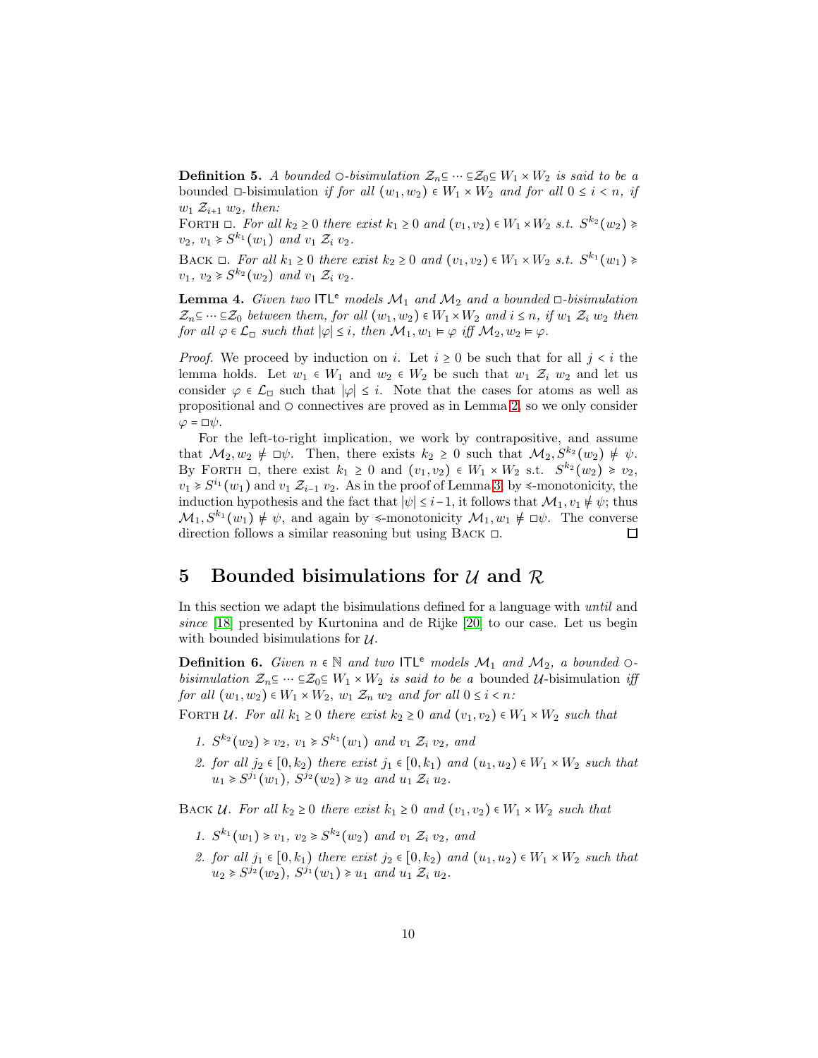**Definition 5.** *A bounded $\bigcirc$-bisimulation $\mathcal{Z}_n \subseteq \cdots \subseteq \mathcal{Z}_0 \subseteq W_1 \times W_2$ is said to be a* bounded $\Box$-bisimulation *if for all $(w_1, w_2) \in W_1 \times W_2$ and for all $0 \leq i < n$, if $w_1\ \mathcal{Z}_{i+1}\ w_2$, then:*

Forth $\Box$. *For all $k_2 \geq 0$ there exist $k_1 \geq 0$ and $(v_1, v_2) \in W_1 \times W_2$ s.t. $S^{k_2}(w_2) \succcurlyeq v_2$, $v_1 \succcurlyeq S^{k_1}(w_1)$ and $v_1\ \mathcal{Z}_i\ v_2$.*

Back $\Box$. *For all $k_1 \geq 0$ there exist $k_2 \geq 0$ and $(v_1, v_2) \in W_1 \times W_2$ s.t. $S^{k_1}(w_1) \succcurlyeq v_1$, $v_2 \succcurlyeq S^{k_2}(w_2)$ and $v_1\ \mathcal{Z}_i\ v_2$.*

**Lemma 4.** *Given two $\mathsf{ITL^e}$ models $\mathcal{M}_1$ and $\mathcal{M}_2$ and a bounded $\Box$-bisimulation $\mathcal{Z}_n \subseteq \cdots \subseteq \mathcal{Z}_0$ between them, for all $(w_1, w_2) \in W_1 \times W_2$ and $i \leq n$, if $w_1\ \mathcal{Z}_i\ w_2$ then for all $\varphi \in \mathcal{L}_\Box$ such that $|\varphi| \leq i$, then $\mathcal{M}_1, w_1 \models \varphi$ iff $\mathcal{M}_2, w_2 \models \varphi$.*

*Proof.* We proceed by induction on $i$. Let $i \geq 0$ be such that for all $j < i$ the lemma holds. Let $w_1 \in W_1$ and $w_2 \in W_2$ be such that $w_1\ \mathcal{Z}_i\ w_2$ and let us consider $\varphi \in \mathcal{L}_\Box$ such that $|\varphi| \leq i$. Note that the cases for atoms as well as propositional and $\bigcirc$ connectives are proved as in Lemma 2, so we only consider $\varphi = \Box\psi$.

For the left-to-right implication, we work by contrapositive, and assume that $\mathcal{M}_2, w_2 \not\models \Box\psi$. Then, there exists $k_2 \geq 0$ such that $\mathcal{M}_2, S^{k_2}(w_2) \not\models \psi$. By Forth $\Box$, there exist $k_1 \geq 0$ and $(v_1, v_2) \in W_1 \times W_2$ s.t. $S^{k_2}(w_2) \succcurlyeq v_2$, $v_1 \succcurlyeq S^{i_1}(w_1)$ and $v_1\ \mathcal{Z}_{i-1}\ v_2$. As in the proof of Lemma 3, by $\preccurlyeq$-monotonicity, the induction hypothesis and the fact that $|\psi| \leq i-1$, it follows that $\mathcal{M}_1, v_1 \not\models \psi$; thus $\mathcal{M}_1, S^{k_1}(w_1) \not\models \psi$, and again by $\preccurlyeq$-monotonicity $\mathcal{M}_1, w_1 \not\models \Box\psi$. The converse direction follows a similar reasoning but using Back $\Box$. $\square$

## 5 Bounded bisimulations for $\mathcal{U}$ and $\mathcal{R}$

In this section we adapt the bisimulations defined for a language with *until* and *since* [18] presented by Kurtonina and de Rijke [20] to our case. Let us begin with bounded bisimulations for $\mathcal{U}$.

**Definition 6.** *Given $n \in \mathbb{N}$ and two $\mathsf{ITL^e}$ models $\mathcal{M}_1$ and $\mathcal{M}_2$, a bounded $\bigcirc$-bisimulation $\mathcal{Z}_n \subseteq \cdots \subseteq \mathcal{Z}_0 \subseteq W_1 \times W_2$ is said to be a* bounded $\mathcal{U}$-bisimulation *iff for all $(w_1, w_2) \in W_1 \times W_2$, $w_1\ \mathcal{Z}_n\ w_2$ and for all $0 \leq i < n$:*

Forth $\mathcal{U}$. *For all $k_1 \geq 0$ there exist $k_2 \geq 0$ and $(v_1, v_2) \in W_1 \times W_2$ such that*

1. *$S^{k_2}(w_2) \succcurlyeq v_2$, $v_1 \succcurlyeq S^{k_1}(w_1)$ and $v_1\ \mathcal{Z}_i\ v_2$, and*
2. *for all $j_2 \in [0, k_2)$ there exist $j_1 \in [0, k_1)$ and $(u_1, u_2) \in W_1 \times W_2$ such that $u_1 \succcurlyeq S^{j_1}(w_1)$, $S^{j_2}(w_2) \succcurlyeq u_2$ and $u_1\ \mathcal{Z}_i\ u_2$.*

Back $\mathcal{U}$. *For all $k_2 \geq 0$ there exist $k_1 \geq 0$ and $(v_1, v_2) \in W_1 \times W_2$ such that*

1. *$S^{k_1}(w_1) \succcurlyeq v_1$, $v_2 \succcurlyeq S^{k_2}(w_2)$ and $v_1\ \mathcal{Z}_i\ v_2$, and*
2. *for all $j_1 \in [0, k_1)$ there exist $j_2 \in [0, k_2)$ and $(u_1, u_2) \in W_1 \times W_2$ such that $u_2 \succcurlyeq S^{j_2}(w_2)$, $S^{j_1}(w_1) \succcurlyeq u_1$ and $u_1\ \mathcal{Z}_i\ u_2$.*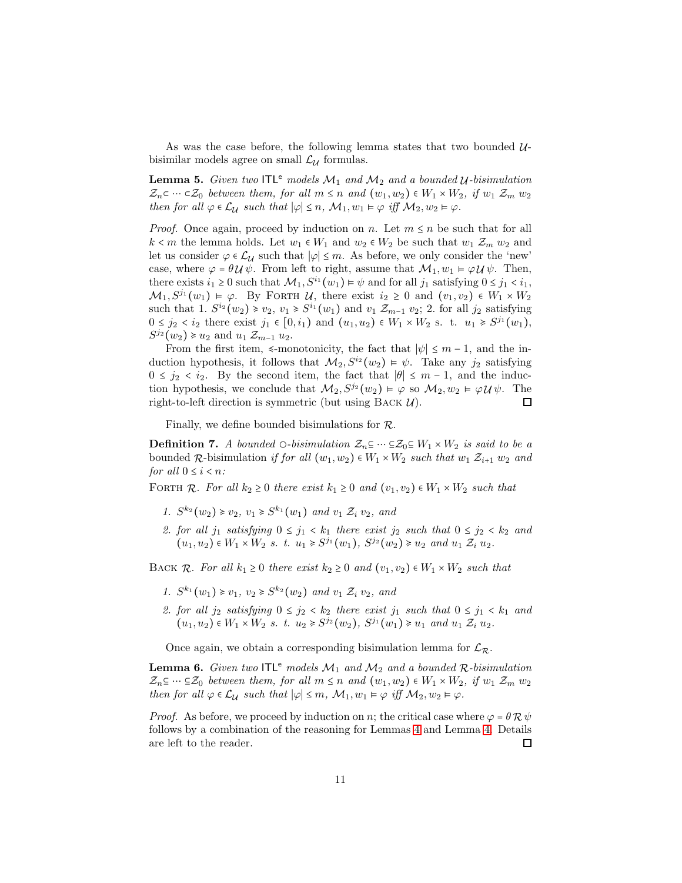As was the case before, the following lemma states that two bounded $\mathcal{U}$-bisimilar models agree on small $\mathcal{L}_{\mathcal{U}}$ formulas.

**Lemma 5.** *Given two* $\mathsf{ITL}^{\mathsf{e}}$ *models* $\mathcal{M}_1$ *and* $\mathcal{M}_2$ *and a bounded* $\mathcal{U}$*-bisimulation* $\mathcal{Z}_n \subset \cdots \subset \mathcal{Z}_0$ *between them, for all* $m \leq n$ *and* $(w_1, w_2) \in W_1 \times W_2$*, if* $w_1 \; \mathcal{Z}_m \; w_2$ *then for all* $\varphi \in \mathcal{L}_{\mathcal{U}}$ *such that* $|\varphi| \leq n$*,* $\mathcal{M}_1, w_1 \models \varphi$ *iff* $\mathcal{M}_2, w_2 \models \varphi$*.*

*Proof.* Once again, proceed by induction on $n$. Let $m \leq n$ be such that for all $k < m$ the lemma holds. Let $w_1 \in W_1$ and $w_2 \in W_2$ be such that $w_1 \; \mathcal{Z}_m \; w_2$ and let us consider $\varphi \in \mathcal{L}_{\mathcal{U}}$ such that $|\varphi| \leq m$. As before, we only consider the 'new' case, where $\varphi = \theta \, \mathcal{U} \, \psi$. From left to right, assume that $\mathcal{M}_1, w_1 \models \varphi \, \mathcal{U} \, \psi$. Then, there exists $i_1 \geq 0$ such that $\mathcal{M}_1, S^{i_1}(w_1) \models \psi$ and for all $j_1$ satisfying $0 \leq j_1 < i_1$, $\mathcal{M}_1, S^{j_1}(w_1) \models \varphi$. By Forth $\mathcal{U}$, there exist $i_2 \geq 0$ and $(v_1, v_2) \in W_1 \times W_2$ such that 1. $S^{i_2}(w_2) \succcurlyeq v_2$, $v_1 \succcurlyeq S^{i_1}(w_1)$ and $v_1 \; \mathcal{Z}_{m-1} \; v_2$; 2. for all $j_2$ satisfying $0 \leq j_2 < i_2$ there exist $j_1 \in [0, i_1)$ and $(u_1, u_2) \in W_1 \times W_2$ s. t. $u_1 \succcurlyeq S^{j_1}(w_1)$, $S^{j_2}(w_2) \succcurlyeq u_2$ and $u_1 \; \mathcal{Z}_{m-1} \; u_2$.

From the first item, $\preccurlyeq$-monotonicity, the fact that $|\psi| \leq m - 1$, and the induction hypothesis, it follows that $\mathcal{M}_2, S^{i_2}(w_2) \models \psi$. Take any $j_2$ satisfying $0 \leq j_2 < i_2$. By the second item, the fact that $|\theta| \leq m - 1$, and the induction hypothesis, we conclude that $\mathcal{M}_2, S^{j_2}(w_2) \models \varphi$ so $\mathcal{M}_2, w_2 \models \varphi \, \mathcal{U} \, \psi$. The right-to-left direction is symmetric (but using Back $\mathcal{U}$). $\square$

Finally, we define bounded bisimulations for $\mathcal{R}$.

**Definition 7.** *A bounded* $\bigcirc$*-bisimulation* $\mathcal{Z}_n \subseteq \cdots \subseteq \mathcal{Z}_0 \subseteq W_1 \times W_2$ *is said to be a* bounded $\mathcal{R}$-bisimulation *if for all* $(w_1, w_2) \in W_1 \times W_2$ *such that* $w_1 \; \mathcal{Z}_{i+1} \; w_2$ *and for all* $0 \leq i < n$*:*

Forth $\mathcal{R}$. *For all* $k_2 \geq 0$ *there exist* $k_1 \geq 0$ *and* $(v_1, v_2) \in W_1 \times W_2$ *such that*

1. $S^{k_2}(w_2) \succcurlyeq v_2$*,* $v_1 \succcurlyeq S^{k_1}(w_1)$ *and* $v_1 \; \mathcal{Z}_i \; v_2$*, and*
2. *for all* $j_1$ *satisfying* $0 \leq j_1 < k_1$ *there exist* $j_2$ *such that* $0 \leq j_2 < k_2$ *and* $(u_1, u_2) \in W_1 \times W_2$ *s. t.* $u_1 \succcurlyeq S^{j_1}(w_1)$*,* $S^{j_2}(w_2) \succcurlyeq u_2$ *and* $u_1 \; \mathcal{Z}_i \; u_2$*.*

Back $\mathcal{R}$. *For all* $k_1 \geq 0$ *there exist* $k_2 \geq 0$ *and* $(v_1, v_2) \in W_1 \times W_2$ *such that*

1. $S^{k_1}(w_1) \succcurlyeq v_1$*,* $v_2 \succcurlyeq S^{k_2}(w_2)$ *and* $v_1 \; \mathcal{Z}_i \; v_2$*, and*
2. *for all* $j_2$ *satisfying* $0 \leq j_2 < k_2$ *there exist* $j_1$ *such that* $0 \leq j_1 < k_1$ *and* $(u_1, u_2) \in W_1 \times W_2$ *s. t.* $u_2 \succcurlyeq S^{j_2}(w_2)$*,* $S^{j_1}(w_1) \succcurlyeq u_1$ *and* $u_1 \; \mathcal{Z}_i \; u_2$*.*

Once again, we obtain a corresponding bisimulation lemma for $\mathcal{L}_{\mathcal{R}}$.

**Lemma 6.** *Given two* $\mathsf{ITL}^{\mathsf{e}}$ *models* $\mathcal{M}_1$ *and* $\mathcal{M}_2$ *and a bounded* $\mathcal{R}$*-bisimulation* $\mathcal{Z}_n \subseteq \cdots \subseteq \mathcal{Z}_0$ *between them, for all* $m \leq n$ *and* $(w_1, w_2) \in W_1 \times W_2$*, if* $w_1 \; \mathcal{Z}_m \; w_2$ *then for all* $\varphi \in \mathcal{L}_{\mathcal{U}}$ *such that* $|\varphi| \leq m$*,* $\mathcal{M}_1, w_1 \models \varphi$ *iff* $\mathcal{M}_2, w_2 \models \varphi$*.*

*Proof.* As before, we proceed by induction on $n$; the critical case where $\varphi = \theta \, \mathcal{R} \, \psi$ follows by a combination of the reasoning for Lemmas 4 and Lemma 4. Details are left to the reader. $\square$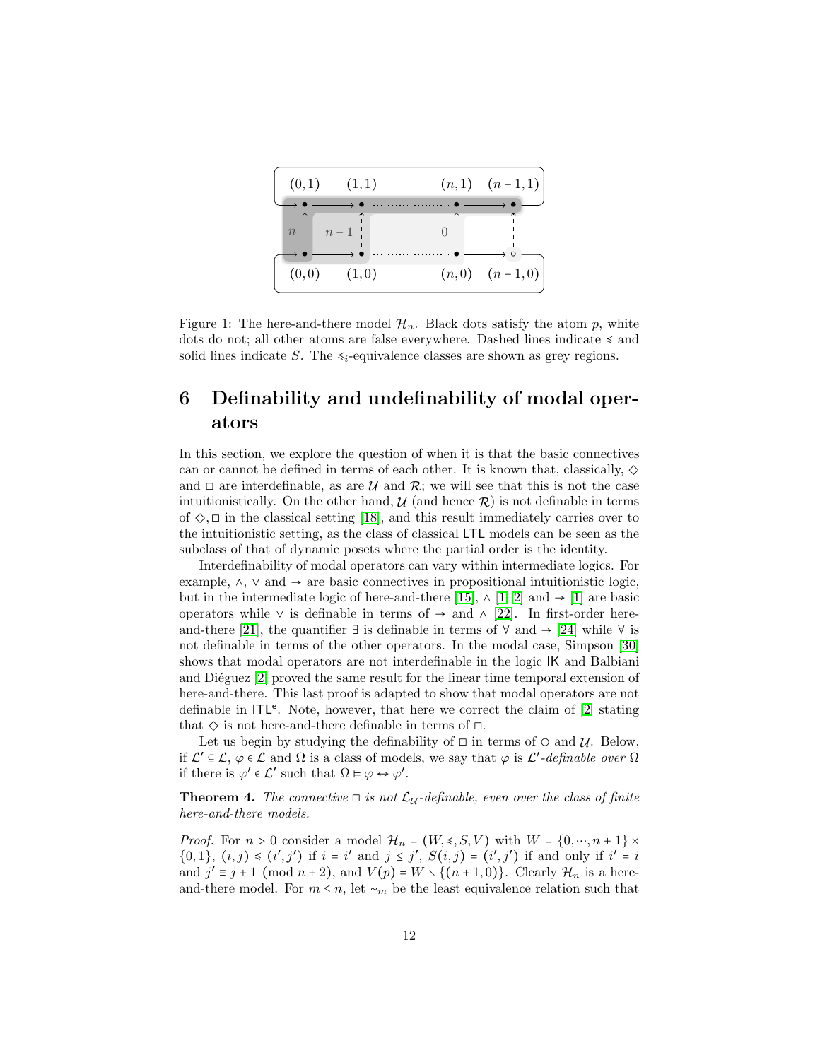Figure 1: The here-and-there model $\mathcal{H}_n$. Black dots satisfy the atom $p$, white dots do not; all other atoms are false everywhere. Dashed lines indicate $\preccurlyeq$ and solid lines indicate $S$. The $\preccurlyeq_i$-equivalence classes are shown as grey regions.

## 6 Definability and undefinability of modal operators

In this section, we explore the question of when it is that the basic connectives can or cannot be defined in terms of each other. It is known that, classically, $\diamond$ and $\Box$ are interdefinable, as are $\mathcal{U}$ and $\mathcal{R}$; we will see that this is not the case intuitionistically. On the other hand, $\mathcal{U}$ (and hence $\mathcal{R}$) is not definable in terms of $\diamond, \Box$ in the classical setting [18], and this result immediately carries over to the intuitionistic setting, as the class of classical LTL models can be seen as the subclass of that of dynamic posets where the partial order is the identity.

Interdefinability of modal operators can vary within intermediate logics. For example, $\wedge$, $\vee$ and $\rightarrow$ are basic connectives in propositional intuitionistic logic, but in the intermediate logic of here-and-there [15], $\wedge$ [1, 2] and $\rightarrow$ [1] are basic operators while $\vee$ is definable in terms of $\rightarrow$ and $\wedge$ [22]. In first-order here-and-there [21], the quantifier $\exists$ is definable in terms of $\forall$ and $\rightarrow$ [24] while $\forall$ is not definable in terms of the other operators. In the modal case, Simpson [30] shows that modal operators are not interdefinable in the logic IK and Balbiani and Diéguez [2] proved the same result for the linear time temporal extension of here-and-there. This last proof is adapted to show that modal operators are not definable in $\mathsf{ITL}^{\mathsf{e}}$. Note, however, that here we correct the claim of [2] stating that $\diamond$ is not here-and-there definable in terms of $\Box$.

Let us begin by studying the definability of $\Box$ in terms of $\circ$ and $\mathcal{U}$. Below, if $\mathcal{L}' \subseteq \mathcal{L}$, $\varphi \in \mathcal{L}$ and $\Omega$ is a class of models, we say that $\varphi$ is $\mathcal{L}'$*-definable over* $\Omega$ if there is $\varphi' \in \mathcal{L}'$ such that $\Omega \models \varphi \leftrightarrow \varphi'$.

**Theorem 4.** *The connective $\Box$ is not $\mathcal{L}_{\mathcal{U}}$-definable, even over the class of finite here-and-there models.*

*Proof.* For $n > 0$ consider a model $\mathcal{H}_n = (W, \preccurlyeq, S, V)$ with $W = \{0, \cdots, n+1\} \times \{0,1\}$, $(i,j) \preccurlyeq (i',j')$ if $i = i'$ and $j \leq j'$, $S(i,j) = (i',j')$ if and only if $i' = i$ and $j' \equiv j + 1 \pmod{n+2}$, and $V(p) = W \setminus \{(n+1,0)\}$. Clearly $\mathcal{H}_n$ is a here-and-there model. For $m \leq n$, let $\sim_m$ be the least equivalence relation such that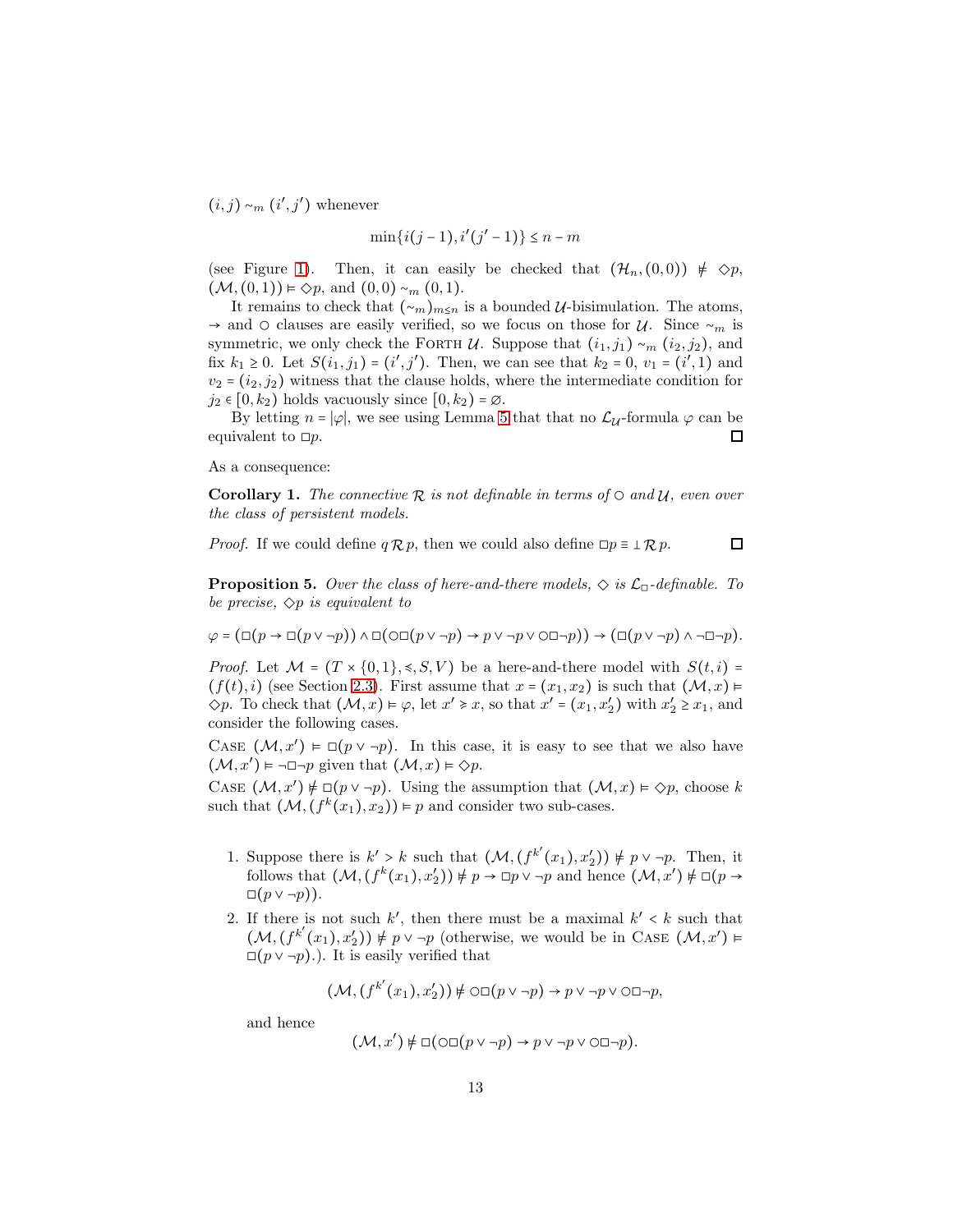$(i,j) \sim_m (i',j')$ whenever

$$\min\{i(j-1), i'(j'-1)\} \le n-m$$

(see Figure 1). Then, it can easily be checked that $(\mathcal{H}_n,(0,0)) \nvDash \diamond p$, $(\mathcal{M},(0,1)) \vDash \diamond p$, and $(0,0) \sim_m (0,1)$.

It remains to check that $(\sim_m)_{m\le n}$ is a bounded $\mathcal{U}$-bisimulation. The atoms, $\to$ and $\circ$ clauses are easily verified, so we focus on those for $\mathcal{U}$. Since $\sim_m$ is symmetric, we only check the Forth $\mathcal{U}$. Suppose that $(i_1,j_1) \sim_m (i_2,j_2)$, and fix $k_1 \ge 0$. Let $S(i_1,j_1) = (i',j')$. Then, we can see that $k_2 = 0$, $v_1 = (i',1)$ and $v_2 = (i_2,j_2)$ witness that the clause holds, where the intermediate condition for $j_2 \in [0,k_2)$ holds vacuously since $[0,k_2) = \varnothing$.

By letting $n = |\varphi|$, we see using Lemma 5 that that no $\mathcal{L}_{\mathcal{U}}$-formula $\varphi$ can be equivalent to $\Box p$. ◻

As a consequence:

**Corollary 1.** *The connective $\mathcal{R}$ is not definable in terms of $\circ$ and $\mathcal{U}$, even over the class of persistent models.*

*Proof.* If we could define $q\,\mathcal{R}\,p$, then we could also define $\Box p \equiv \bot\,\mathcal{R}\,p$. ◻

**Proposition 5.** *Over the class of here-and-there models, $\diamond$ is $\mathcal{L}_\Box$-definable. To be precise, $\diamond p$ is equivalent to*

$$\varphi = (\Box(p \to \Box(p \vee \neg p)) \wedge \Box(\circ\Box(p\vee\neg p) \to p \vee \neg p \vee \circ\Box\neg p)) \to (\Box(p\vee\neg p) \wedge \neg\Box\neg p).$$

*Proof.* Let $\mathcal{M} = (T\times\{0,1\}, \preccurlyeq, S, V)$ be a here-and-there model with $S(t,i) = (f(t),i)$ (see Section 2.3). First assume that $x = (x_1,x_2)$ is such that $(\mathcal{M},x) \vDash \diamond p$. To check that $(\mathcal{M},x) \vDash \varphi$, let $x' \succcurlyeq x$, so that $x' = (x_1,x'_2)$ with $x'_2 \ge x_1$, and consider the following cases.

Case $(\mathcal{M},x') \vDash \Box(p\vee\neg p)$. In this case, it is easy to see that we also have $(\mathcal{M},x') \vDash \neg\Box\neg p$ given that $(\mathcal{M},x) \vDash \diamond p$.

Case $(\mathcal{M},x') \nvDash \Box(p\vee\neg p)$. Using the assumption that $(\mathcal{M},x) \vDash \diamond p$, choose $k$ such that $(\mathcal{M},(f^k(x_1),x_2)) \vDash p$ and consider two sub-cases.

1. Suppose there is $k' > k$ such that $(\mathcal{M},(f^{k'}(x_1),x'_2)) \nvDash p\vee\neg p$. Then, it follows that $(\mathcal{M},(f^k(x_1),x'_2)) \nvDash p \to \Box p \vee \neg p$ and hence $(\mathcal{M},x') \nvDash \Box(p \to \Box(p\vee\neg p))$.
2. If there is not such $k'$, then there must be a maximal $k' < k$ such that $(\mathcal{M},(f^{k'}(x_1),x'_2)) \nvDash p\vee\neg p$ (otherwise, we would be in Case $(\mathcal{M},x') \vDash \Box(p\vee\neg p)$.). It is easily verified that

   $$(\mathcal{M},(f^{k'}(x_1),x'_2)) \nvDash \circ\Box(p\vee\neg p) \to p\vee\neg p\vee\circ\Box\neg p,$$

   and hence

   $$(\mathcal{M},x') \nvDash \Box(\circ\Box(p\vee\neg p) \to p\vee\neg p\vee\circ\Box\neg p).$$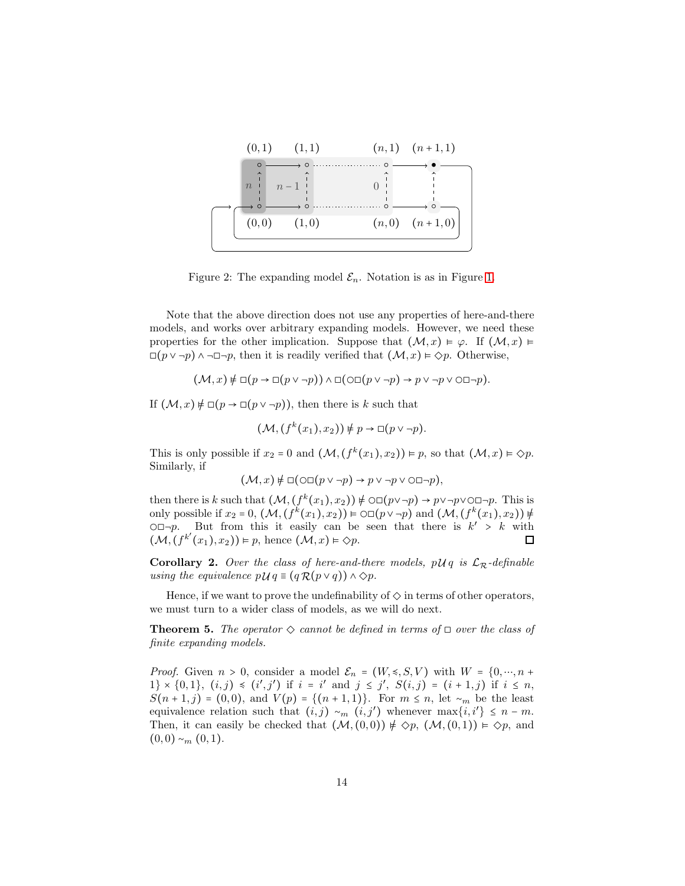Figure 2: The expanding model $\mathcal{E}_n$. Notation is as in Figure 1.

Note that the above direction does not use any properties of here-and-there models, and works over arbitrary expanding models. However, we need these properties for the other implication. Suppose that $(\mathcal{M}, x) \models \varphi$. If $(\mathcal{M}, x) \models \Box(p \vee \neg p) \wedge \neg\Box\neg p$, then it is readily verified that $(\mathcal{M}, x) \models \Diamond p$. Otherwise,

$$(\mathcal{M}, x) \not\models \Box(p \to \Box(p \vee \neg p)) \wedge \Box(\circ\Box(p \vee \neg p) \to p \vee \neg p \vee \circ\Box\neg p).$$

If $(\mathcal{M}, x) \not\models \Box(p \to \Box(p \vee \neg p))$, then there is $k$ such that

$$(\mathcal{M}, (f^k(x_1), x_2)) \not\models p \to \Box(p \vee \neg p).$$

This is only possible if $x_2 = 0$ and $(\mathcal{M}, (f^k(x_1), x_2)) \models p$, so that $(\mathcal{M}, x) \models \Diamond p$. Similarly, if

$$(\mathcal{M}, x) \not\models \Box(\circ\Box(p \vee \neg p) \to p \vee \neg p \vee \circ\Box\neg p),$$

then there is $k$ such that $(\mathcal{M}, (f^k(x_1), x_2)) \not\models \circ\Box(p \vee \neg p) \to p \vee \neg p \vee \circ\Box\neg p$. This is only possible if $x_2 = 0$, $(\mathcal{M}, (f^k(x_1), x_2)) \models \circ\Box(p \vee \neg p)$ and $(\mathcal{M}, (f^k(x_1), x_2)) \not\models \circ\Box\neg p$. But from this it easily can be seen that there is $k' > k$ with $(\mathcal{M}, (f^{k'}(x_1), x_2)) \models p$, hence $(\mathcal{M}, x) \models \Diamond p$. ◻

**Corollary 2.** *Over the class of here-and-there models, $p\,\mathcal{U}\,q$ is $\mathcal{L}_{\mathcal{R}}$-definable using the equivalence $p\,\mathcal{U}\,q \equiv (q\,\mathcal{R}\,(p \vee q)) \wedge \Diamond p$.*

Hence, if we want to prove the undefinability of $\Diamond$ in terms of other operators, we must turn to a wider class of models, as we will do next.

**Theorem 5.** *The operator $\Diamond$ cannot be defined in terms of $\Box$ over the class of finite expanding models.*

*Proof.* Given $n > 0$, consider a model $\mathcal{E}_n = (W, \preccurlyeq, S, V)$ with $W = \{0, \cdots, n+1\} \times \{0, 1\}$, $(i, j) \preccurlyeq (i', j')$ if $i = i'$ and $j \leq j'$, $S(i, j) = (i+1, j)$ if $i \leq n$, $S(n+1, j) = (0, 0)$, and $V(p) = \{(n+1, 1)\}$. For $m \leq n$, let $\sim_m$ be the least equivalence relation such that $(i, j) \sim_m (i, j')$ whenever $\max\{i, i'\} \leq n - m$. Then, it can easily be checked that $(\mathcal{M}, (0, 0)) \not\models \Diamond p$, $(\mathcal{M}, (0, 1)) \models \Diamond p$, and $(0, 0) \sim_m (0, 1)$.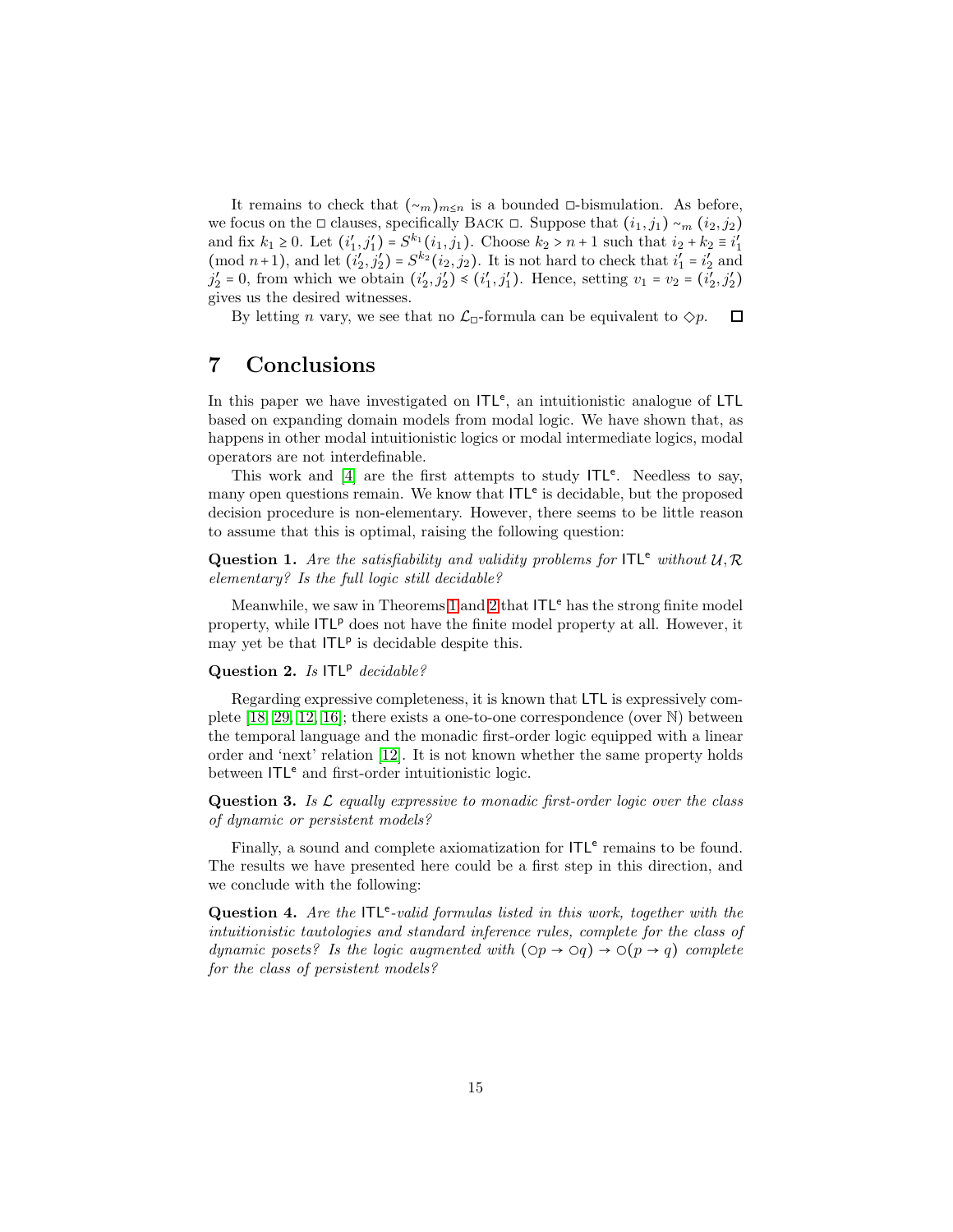It remains to check that $(\sim_m)_{m\leq n}$ is a bounded $\Box$-bismulation. As before, we focus on the $\Box$ clauses, specifically BACK $\Box$. Suppose that $(i_1, j_1) \sim_m (i_2, j_2)$ and fix $k_1 \geq 0$. Let $(i'_1, j'_1) = S^{k_1}(i_1, j_1)$. Choose $k_2 > n+1$ such that $i_2 + k_2 \equiv i'_1 \pmod{n+1}$, and let $(i'_2, j'_2) = S^{k_2}(i_2, j_2)$. It is not hard to check that $i'_1 = i'_2$ and $j'_2 = 0$, from which we obtain $(i'_2, j'_2) \preccurlyeq (i'_1, j'_1)$. Hence, setting $v_1 = v_2 = (i'_2, j'_2)$ gives us the desired witnesses.

By letting $n$ vary, we see that no $\mathcal{L}_\Box$-formula can be equivalent to $\Diamond p$. $\Box$

## 7 Conclusions

In this paper we have investigated on $\mathsf{ITL^e}$, an intuitionistic analogue of $\mathsf{LTL}$ based on expanding domain models from modal logic. We have shown that, as happens in other modal intuitionistic logics or modal intermediate logics, modal operators are not interdefinable.

This work and [4] are the first attempts to study $\mathsf{ITL^e}$. Needless to say, many open questions remain. We know that $\mathsf{ITL^e}$ is decidable, but the proposed decision procedure is non-elementary. However, there seems to be little reason to assume that this is optimal, raising the following question:

**Question 1.** *Are the satisfiability and validity problems for $\mathsf{ITL^e}$ without $\mathcal{U}, \mathcal{R}$ elementary? Is the full logic still decidable?*

Meanwhile, we saw in Theorems 1 and 2 that $\mathsf{ITL^e}$ has the strong finite model property, while $\mathsf{ITL^p}$ does not have the finite model property at all. However, it may yet be that $\mathsf{ITL^p}$ is decidable despite this.

**Question 2.** *Is $\mathsf{ITL^p}$ decidable?*

Regarding expressive completeness, it is known that $\mathsf{LTL}$ is expressively complete [18, 29, 12, 16]; there exists a one-to-one correspondence (over $\mathbb{N}$) between the temporal language and the monadic first-order logic equipped with a linear order and 'next' relation [12]. It is not known whether the same property holds between $\mathsf{ITL^e}$ and first-order intuitionistic logic.

**Question 3.** *Is $\mathcal{L}$ equally expressive to monadic first-order logic over the class of dynamic or persistent models?*

Finally, a sound and complete axiomatization for $\mathsf{ITL^e}$ remains to be found. The results we have presented here could be a first step in this direction, and we conclude with the following:

**Question 4.** *Are the $\mathsf{ITL^e}$-valid formulas listed in this work, together with the intuitionistic tautologies and standard inference rules, complete for the class of dynamic posets? Is the logic augmented with $(\circ p \to \circ q) \to \circ(p \to q)$ complete for the class of persistent models?*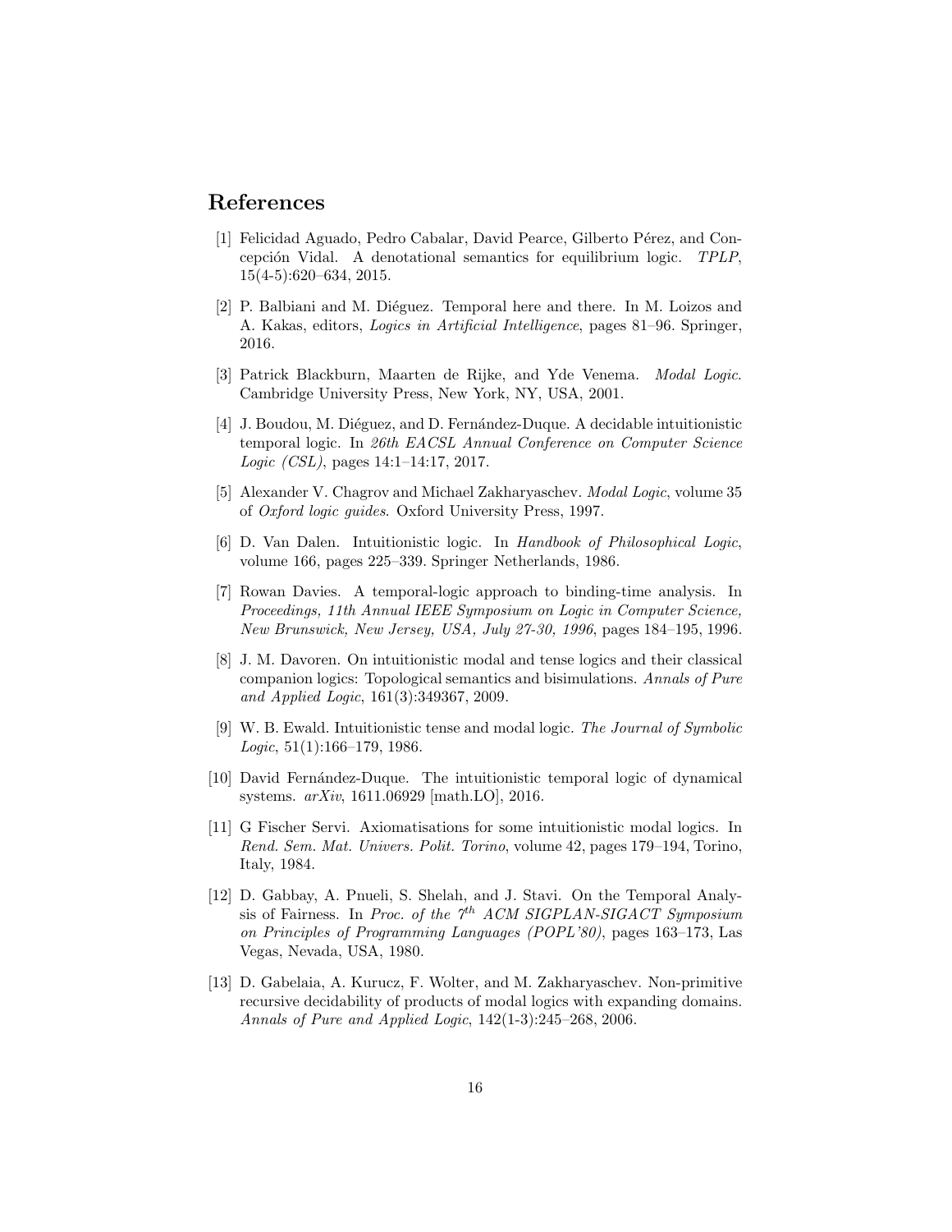## References

[1] Felicidad Aguado, Pedro Cabalar, David Pearce, Gilberto Pérez, and Concepción Vidal. A denotational semantics for equilibrium logic. *TPLP*, 15(4-5):620–634, 2015.

[2] P. Balbiani and M. Diéguez. Temporal here and there. In M. Loizos and A. Kakas, editors, *Logics in Artificial Intelligence*, pages 81–96. Springer, 2016.

[3] Patrick Blackburn, Maarten de Rijke, and Yde Venema. *Modal Logic*. Cambridge University Press, New York, NY, USA, 2001.

[4] J. Boudou, M. Diéguez, and D. Fernández-Duque. A decidable intuitionistic temporal logic. In *26th EACSL Annual Conference on Computer Science Logic (CSL)*, pages 14:1–14:17, 2017.

[5] Alexander V. Chagrov and Michael Zakharyaschev. *Modal Logic*, volume 35 of *Oxford logic guides*. Oxford University Press, 1997.

[6] D. Van Dalen. Intuitionistic logic. In *Handbook of Philosophical Logic*, volume 166, pages 225–339. Springer Netherlands, 1986.

[7] Rowan Davies. A temporal-logic approach to binding-time analysis. In *Proceedings, 11th Annual IEEE Symposium on Logic in Computer Science, New Brunswick, New Jersey, USA, July 27-30, 1996*, pages 184–195, 1996.

[8] J. M. Davoren. On intuitionistic modal and tense logics and their classical companion logics: Topological semantics and bisimulations. *Annals of Pure and Applied Logic*, 161(3):349367, 2009.

[9] W. B. Ewald. Intuitionistic tense and modal logic. *The Journal of Symbolic Logic*, 51(1):166–179, 1986.

[10] David Fernández-Duque. The intuitionistic temporal logic of dynamical systems. *arXiv*, 1611.06929 [math.LO], 2016.

[11] G Fischer Servi. Axiomatisations for some intuitionistic modal logics. In *Rend. Sem. Mat. Univers. Polit. Torino*, volume 42, pages 179–194, Torino, Italy, 1984.

[12] D. Gabbay, A. Pnueli, S. Shelah, and J. Stavi. On the Temporal Analysis of Fairness. In *Proc. of the $7^{th}$ ACM SIGPLAN-SIGACT Symposium on Principles of Programming Languages (POPL'80)*, pages 163–173, Las Vegas, Nevada, USA, 1980.

[13] D. Gabelaia, A. Kurucz, F. Wolter, and M. Zakharyaschev. Non-primitive recursive decidability of products of modal logics with expanding domains. *Annals of Pure and Applied Logic*, 142(1-3):245–268, 2006.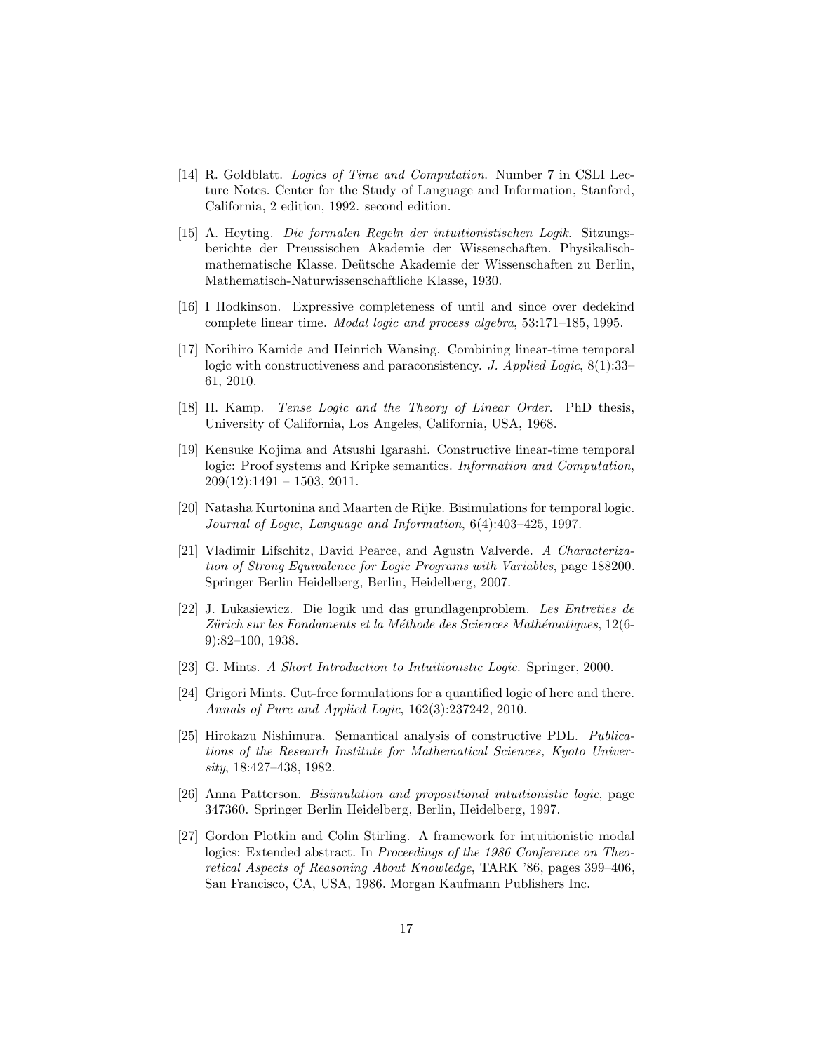[14] R. Goldblatt. *Logics of Time and Computation*. Number 7 in CSLI Lecture Notes. Center for the Study of Language and Information, Stanford, California, 2 edition, 1992. second edition.

[15] A. Heyting. *Die formalen Regeln der intuitionistischen Logik*. Sitzungsberichte der Preussischen Akademie der Wissenschaften. Physikalisch-mathematische Klasse. Deütsche Akademie der Wissenschaften zu Berlin, Mathematisch-Naturwissenschaftliche Klasse, 1930.

[16] I Hodkinson. Expressive completeness of until and since over dedekind complete linear time. *Modal logic and process algebra*, 53:171–185, 1995.

[17] Norihiro Kamide and Heinrich Wansing. Combining linear-time temporal logic with constructiveness and paraconsistency. *J. Applied Logic*, 8(1):33–61, 2010.

[18] H. Kamp. *Tense Logic and the Theory of Linear Order*. PhD thesis, University of California, Los Angeles, California, USA, 1968.

[19] Kensuke Kojima and Atsushi Igarashi. Constructive linear-time temporal logic: Proof systems and Kripke semantics. *Information and Computation*, 209(12):1491 – 1503, 2011.

[20] Natasha Kurtonina and Maarten de Rijke. Bisimulations for temporal logic. *Journal of Logic, Language and Information*, 6(4):403–425, 1997.

[21] Vladimir Lifschitz, David Pearce, and Agustn Valverde. *A Characterization of Strong Equivalence for Logic Programs with Variables*, page 188200. Springer Berlin Heidelberg, Berlin, Heidelberg, 2007.

[22] J. Lukasiewicz. Die logik und das grundlagenproblem. *Les Entreties de Zürich sur les Fondaments et la Méthode des Sciences Mathématiques*, 12(6-9):82–100, 1938.

[23] G. Mints. *A Short Introduction to Intuitionistic Logic*. Springer, 2000.

[24] Grigori Mints. Cut-free formulations for a quantified logic of here and there. *Annals of Pure and Applied Logic*, 162(3):237242, 2010.

[25] Hirokazu Nishimura. Semantical analysis of constructive PDL. *Publications of the Research Institute for Mathematical Sciences, Kyoto University*, 18:427–438, 1982.

[26] Anna Patterson. *Bisimulation and propositional intuitionistic logic*, page 347360. Springer Berlin Heidelberg, Berlin, Heidelberg, 1997.

[27] Gordon Plotkin and Colin Stirling. A framework for intuitionistic modal logics: Extended abstract. In *Proceedings of the 1986 Conference on Theoretical Aspects of Reasoning About Knowledge*, TARK '86, pages 399–406, San Francisco, CA, USA, 1986. Morgan Kaufmann Publishers Inc.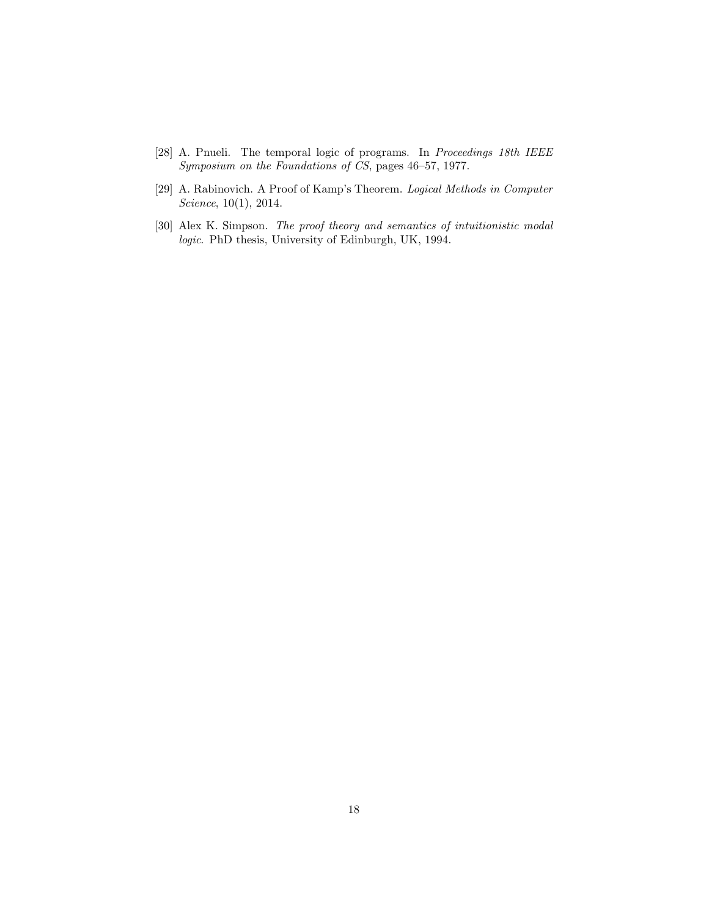[28] A. Pnueli. The temporal logic of programs. In *Proceedings 18th IEEE Symposium on the Foundations of CS*, pages 46–57, 1977.

[29] A. Rabinovich. A Proof of Kamp's Theorem. *Logical Methods in Computer Science*, 10(1), 2014.

[30] Alex K. Simpson. *The proof theory and semantics of intuitionistic modal logic*. PhD thesis, University of Edinburgh, UK, 1994.